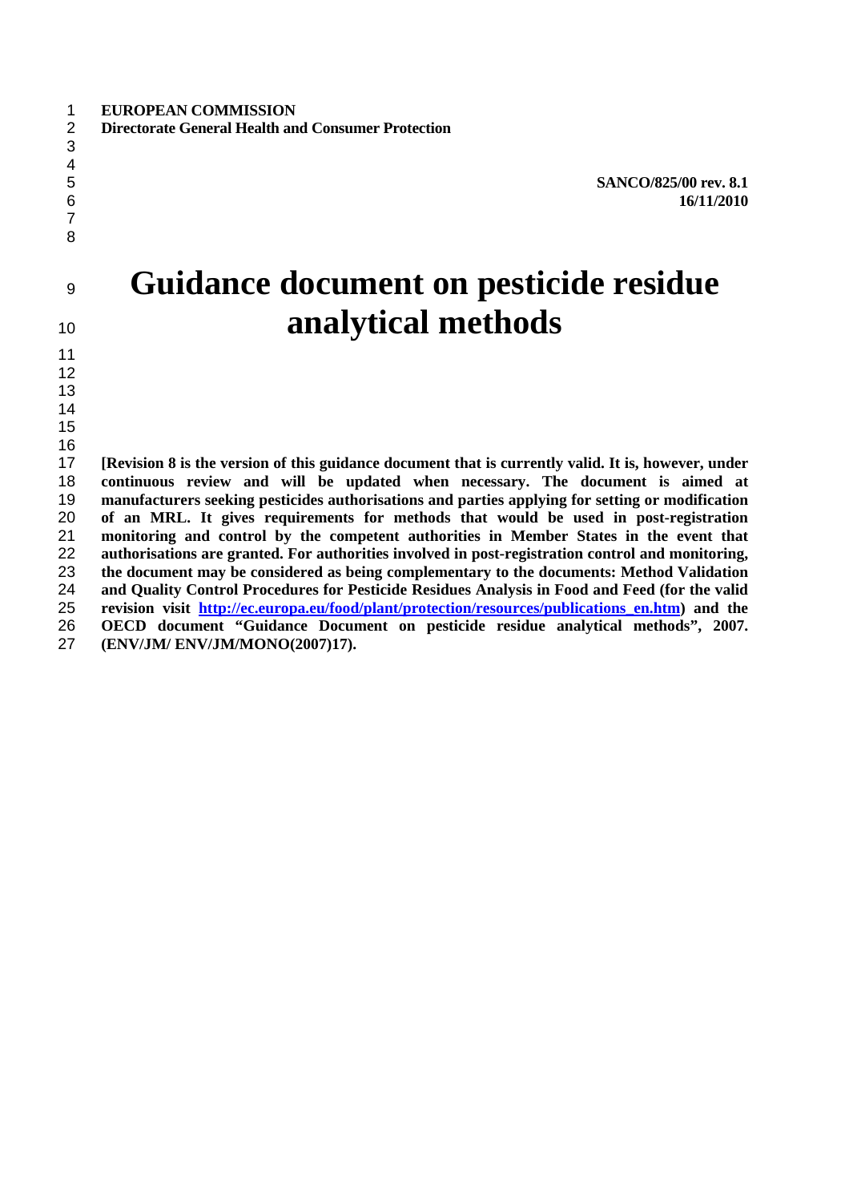**EUROPEAN COMMISSION**
**Directorate General Health and Consumer Protection**

**SANCO/825/00 rev. 8.1**
**16/11/2010**

# Guidance document on pesticide residue analytical methods

**[Revision 8 is the version of this guidance document that is currently valid. It is, however, under continuous review and will be updated when necessary. The document is aimed at manufacturers seeking pesticides authorisations and parties applying for setting or modification of an MRL. It gives requirements for methods that would be used in post-registration monitoring and control by the competent authorities in Member States in the event that authorisations are granted. For authorities involved in post-registration control and monitoring, the document may be considered as being complementary to the documents: Method Validation and Quality Control Procedures for Pesticide Residues Analysis in Food and Feed (for the valid revision visit http://ec.europa.eu/food/plant/protection/resources/publications_en.htm) and the OECD document "Guidance Document on pesticide residue analytical methods", 2007. (ENV/JM/ ENV/JM/MONO(2007)17).**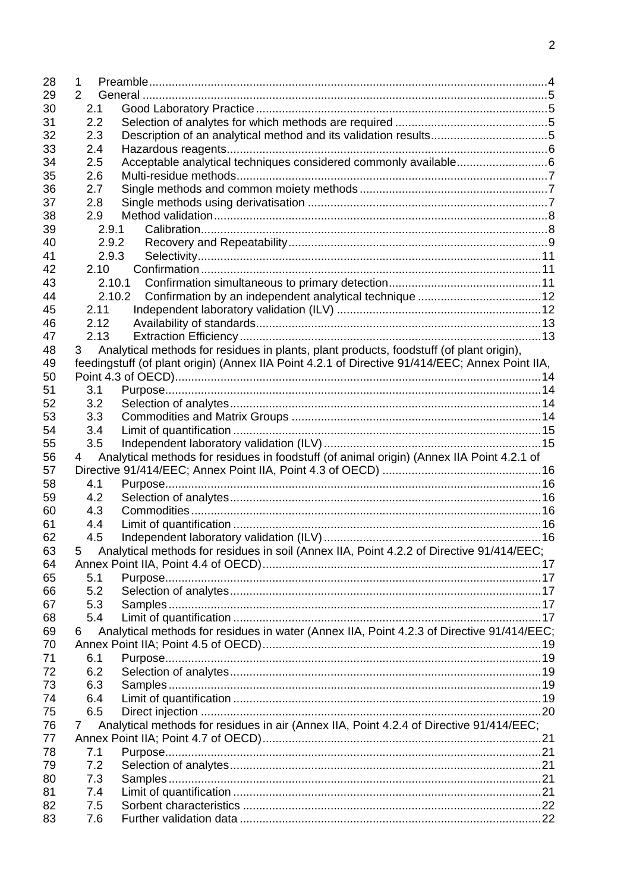1 Preamble....4
2 General....5
  2.1 Good Laboratory Practice....5
  2.2 Selection of analytes for which methods are required....5
  2.3 Description of an analytical method and its validation results....5
  2.4 Hazardous reagents....6
  2.5 Acceptable analytical techniques considered commonly available....6
  2.6 Multi-residue methods....7
  2.7 Single methods and common moiety methods....7
  2.8 Single methods using derivatisation....7
  2.9 Method validation....8
    2.9.1 Calibration....8
    2.9.2 Recovery and Repeatability....9
    2.9.3 Selectivity....11
  2.10 Confirmation....11
    2.10.1 Confirmation simultaneous to primary detection....11
    2.10.2 Confirmation by an independent analytical technique....12
  2.11 Independent laboratory validation (ILV)....12
  2.12 Availability of standards....13
  2.13 Extraction Efficiency....13
3 Analytical methods for residues in plants, plant products, foodstuff (of plant origin), feedingstuff (of plant origin) (Annex IIA Point 4.2.1 of Directive 91/414/EEC; Annex Point IIA, Point 4.3 of OECD)....14
  3.1 Purpose....14
  3.2 Selection of analytes....14
  3.3 Commodities and Matrix Groups....14
  3.4 Limit of quantification....15
  3.5 Independent laboratory validation (ILV)....15
4 Analytical methods for residues in foodstuff (of animal origin) (Annex IIA Point 4.2.1 of Directive 91/414/EEC; Annex Point IIA, Point 4.3 of OECD)....16
  4.1 Purpose....16
  4.2 Selection of analytes....16
  4.3 Commodities....16
  4.4 Limit of quantification....16
  4.5 Independent laboratory validation (ILV)....16
5 Analytical methods for residues in soil (Annex IIA, Point 4.2.2 of Directive 91/414/EEC; Annex Point IIA, Point 4.4 of OECD)....17
  5.1 Purpose....17
  5.2 Selection of analytes....17
  5.3 Samples....17
  5.4 Limit of quantification....17
6 Analytical methods for residues in water (Annex IIA, Point 4.2.3 of Directive 91/414/EEC; Annex Point IIA; Point 4.5 of OECD)....19
  6.1 Purpose....19
  6.2 Selection of analytes....19
  6.3 Samples....19
  6.4 Limit of quantification....19
  6.5 Direct injection....20
7 Analytical methods for residues in air (Annex IIA, Point 4.2.4 of Directive 91/414/EEC; Annex Point IIA; Point 4.7 of OECD)....21
  7.1 Purpose....21
  7.2 Selection of analytes....21
  7.3 Samples....21
  7.4 Limit of quantification....21
  7.5 Sorbent characteristics....22
  7.6 Further validation data....22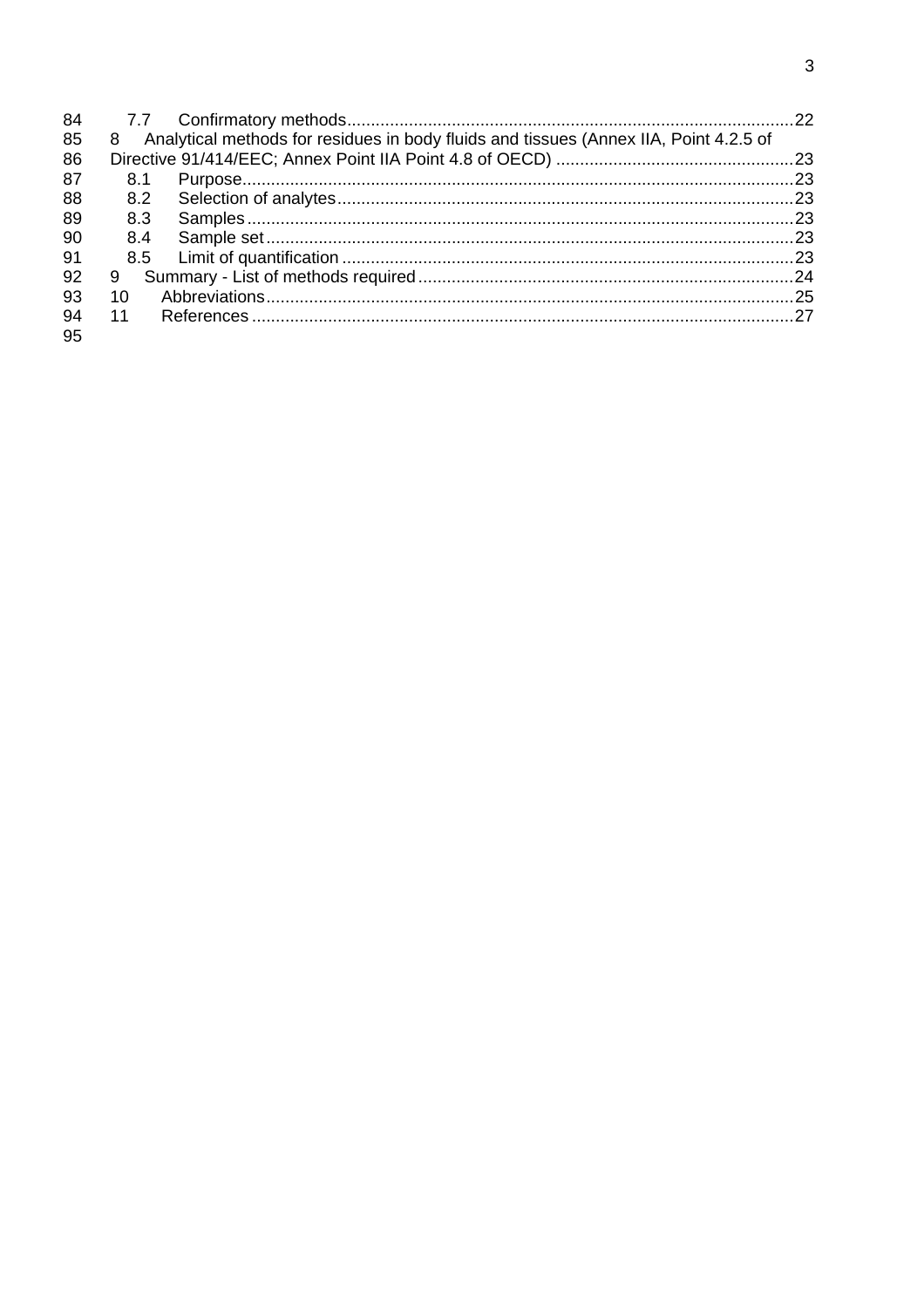7.7 Confirmatory methods .....22

8 Analytical methods for residues in body fluids and tissues (Annex IIA, Point 4.2.5 of Directive 91/414/EEC; Annex Point IIA Point 4.8 of OECD) .....23

8.1 Purpose .....23

8.2 Selection of analytes .....23

8.3 Samples .....23

8.4 Sample set .....23

8.5 Limit of quantification .....23

9 Summary - List of methods required .....24

10 Abbreviations .....25

11 References .....27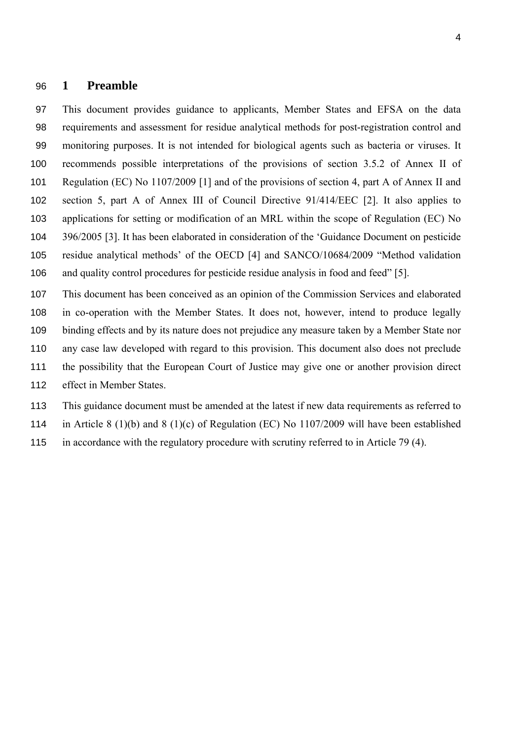# 1 Preamble

This document provides guidance to applicants, Member States and EFSA on the data requirements and assessment for residue analytical methods for post-registration control and monitoring purposes. It is not intended for biological agents such as bacteria or viruses. It recommends possible interpretations of the provisions of section 3.5.2 of Annex II of Regulation (EC) No 1107/2009 [1] and of the provisions of section 4, part A of Annex II and section 5, part A of Annex III of Council Directive 91/414/EEC [2]. It also applies to applications for setting or modification of an MRL within the scope of Regulation (EC) No 396/2005 [3]. It has been elaborated in consideration of the 'Guidance Document on pesticide residue analytical methods' of the OECD [4] and SANCO/10684/2009 "Method validation and quality control procedures for pesticide residue analysis in food and feed" [5].

This document has been conceived as an opinion of the Commission Services and elaborated in co-operation with the Member States. It does not, however, intend to produce legally binding effects and by its nature does not prejudice any measure taken by a Member State nor any case law developed with regard to this provision. This document also does not preclude the possibility that the European Court of Justice may give one or another provision direct effect in Member States.

This guidance document must be amended at the latest if new data requirements as referred to in Article 8 (1)(b) and 8 (1)(c) of Regulation (EC) No 1107/2009 will have been established in accordance with the regulatory procedure with scrutiny referred to in Article 79 (4).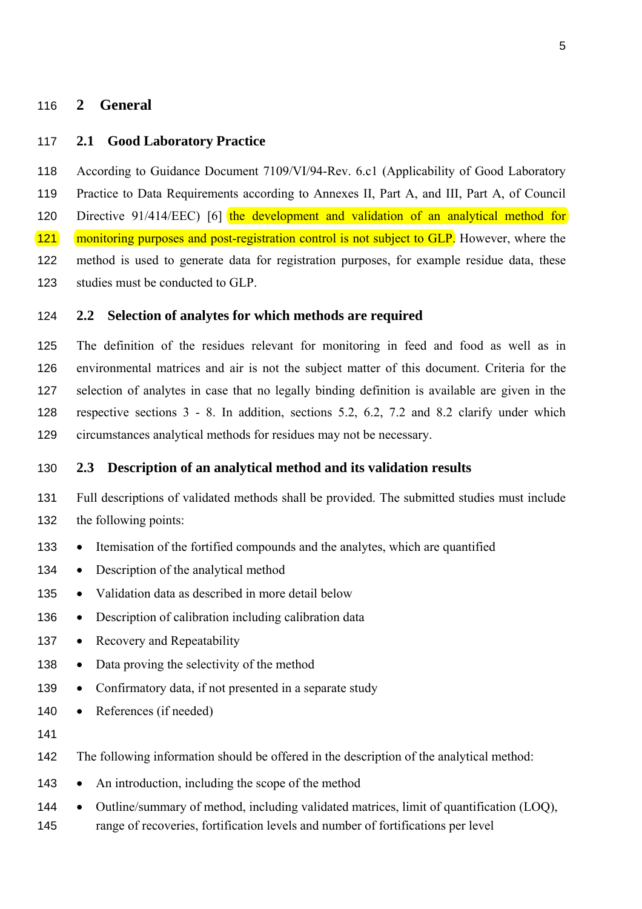# 2 General

## 2.1 Good Laboratory Practice

According to Guidance Document 7109/VI/94-Rev. 6.c1 (Applicability of Good Laboratory Practice to Data Requirements according to Annexes II, Part A, and III, Part A, of Council Directive 91/414/EEC) [6] the development and validation of an analytical method for monitoring purposes and post-registration control is not subject to GLP. However, where the method is used to generate data for registration purposes, for example residue data, these studies must be conducted to GLP.

## 2.2 Selection of analytes for which methods are required

The definition of the residues relevant for monitoring in feed and food as well as in environmental matrices and air is not the subject matter of this document. Criteria for the selection of analytes in case that no legally binding definition is available are given in the respective sections 3 - 8. In addition, sections 5.2, 6.2, 7.2 and 8.2 clarify under which circumstances analytical methods for residues may not be necessary.

## 2.3 Description of an analytical method and its validation results

Full descriptions of validated methods shall be provided. The submitted studies must include the following points:

- Itemisation of the fortified compounds and the analytes, which are quantified
- Description of the analytical method
- Validation data as described in more detail below
- Description of calibration including calibration data
- Recovery and Repeatability
- Data proving the selectivity of the method
- Confirmatory data, if not presented in a separate study
- References (if needed)

The following information should be offered in the description of the analytical method:

- An introduction, including the scope of the method
- Outline/summary of method, including validated matrices, limit of quantification (LOQ), range of recoveries, fortification levels and number of fortifications per level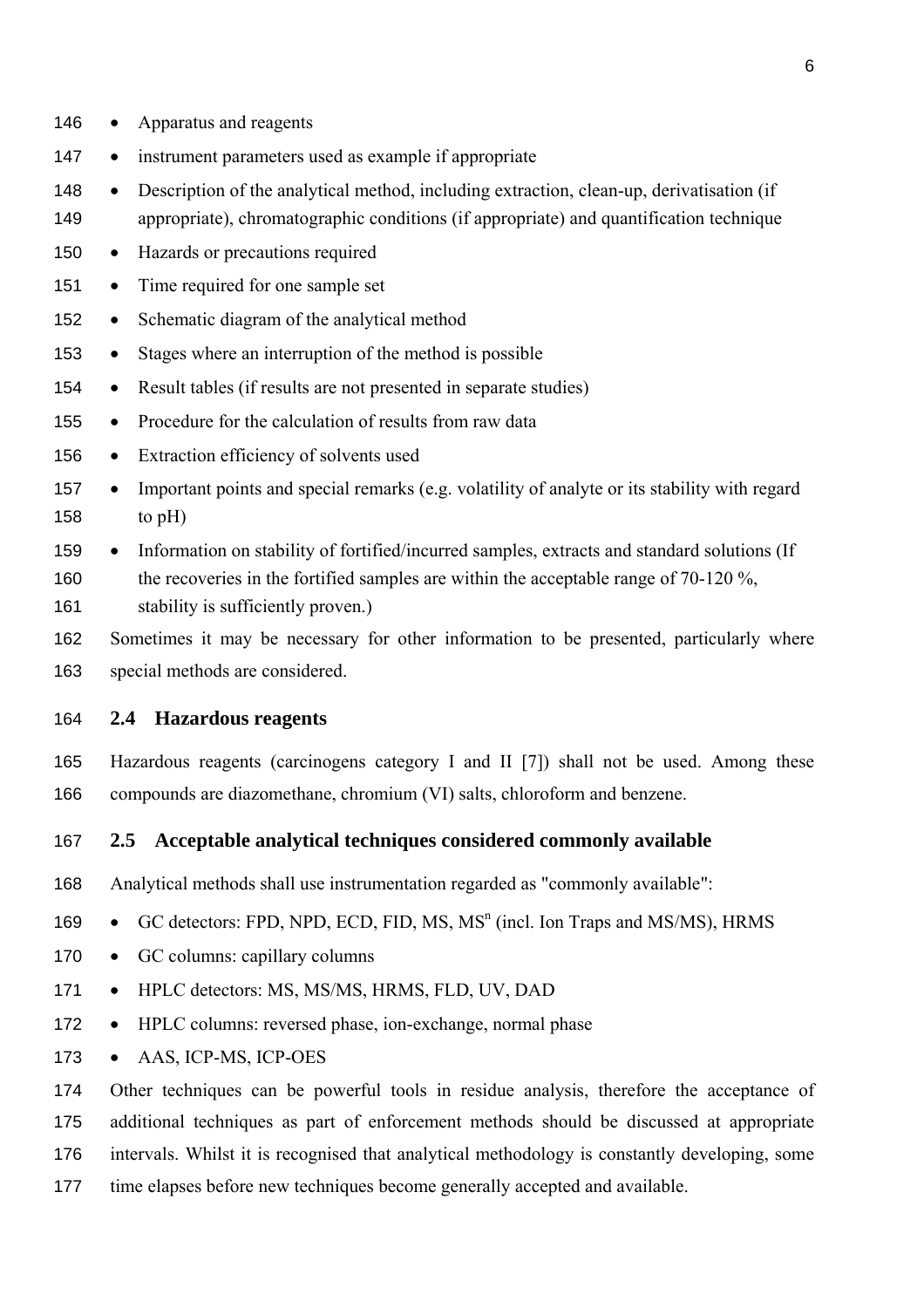- Apparatus and reagents
- instrument parameters used as example if appropriate
- Description of the analytical method, including extraction, clean-up, derivatisation (if appropriate), chromatographic conditions (if appropriate) and quantification technique
- Hazards or precautions required
- Time required for one sample set
- Schematic diagram of the analytical method
- Stages where an interruption of the method is possible
- Result tables (if results are not presented in separate studies)
- Procedure for the calculation of results from raw data
- Extraction efficiency of solvents used
- Important points and special remarks (e.g. volatility of analyte or its stability with regard to pH)
- Information on stability of fortified/incurred samples, extracts and standard solutions (If the recoveries in the fortified samples are within the acceptable range of 70-120 %, stability is sufficiently proven.)

Sometimes it may be necessary for other information to be presented, particularly where special methods are considered.

## 2.4 Hazardous reagents

Hazardous reagents (carcinogens category I and II [7]) shall not be used. Among these compounds are diazomethane, chromium (VI) salts, chloroform and benzene.

## 2.5 Acceptable analytical techniques considered commonly available

Analytical methods shall use instrumentation regarded as "commonly available":

- GC detectors: FPD, NPD, ECD, FID, MS, $MS^n$ (incl. Ion Traps and MS/MS), HRMS
- GC columns: capillary columns
- HPLC detectors: MS, MS/MS, HRMS, FLD, UV, DAD
- HPLC columns: reversed phase, ion-exchange, normal phase
- AAS, ICP-MS, ICP-OES

Other techniques can be powerful tools in residue analysis, therefore the acceptance of additional techniques as part of enforcement methods should be discussed at appropriate intervals. Whilst it is recognised that analytical methodology is constantly developing, some time elapses before new techniques become generally accepted and available.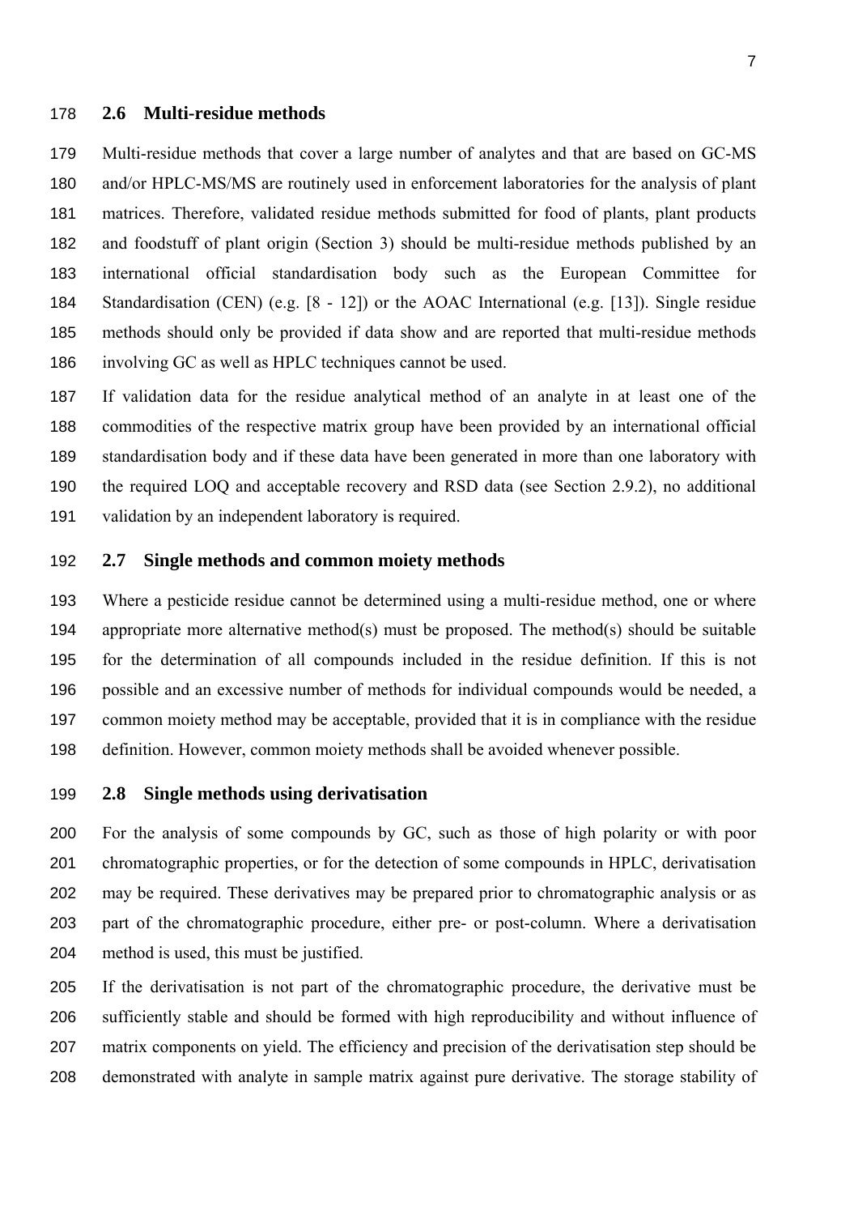## 2.6 Multi-residue methods

Multi-residue methods that cover a large number of analytes and that are based on GC-MS and/or HPLC-MS/MS are routinely used in enforcement laboratories for the analysis of plant matrices. Therefore, validated residue methods submitted for food of plants, plant products and foodstuff of plant origin (Section 3) should be multi-residue methods published by an international official standardisation body such as the European Committee for Standardisation (CEN) (e.g. [8 - 12]) or the AOAC International (e.g. [13]). Single residue methods should only be provided if data show and are reported that multi-residue methods involving GC as well as HPLC techniques cannot be used.

If validation data for the residue analytical method of an analyte in at least one of the commodities of the respective matrix group have been provided by an international official standardisation body and if these data have been generated in more than one laboratory with the required LOQ and acceptable recovery and RSD data (see Section 2.9.2), no additional validation by an independent laboratory is required.

## 2.7 Single methods and common moiety methods

Where a pesticide residue cannot be determined using a multi-residue method, one or where appropriate more alternative method(s) must be proposed. The method(s) should be suitable for the determination of all compounds included in the residue definition. If this is not possible and an excessive number of methods for individual compounds would be needed, a common moiety method may be acceptable, provided that it is in compliance with the residue definition. However, common moiety methods shall be avoided whenever possible.

## 2.8 Single methods using derivatisation

For the analysis of some compounds by GC, such as those of high polarity or with poor chromatographic properties, or for the detection of some compounds in HPLC, derivatisation may be required. These derivatives may be prepared prior to chromatographic analysis or as part of the chromatographic procedure, either pre- or post-column. Where a derivatisation method is used, this must be justified.

If the derivatisation is not part of the chromatographic procedure, the derivative must be sufficiently stable and should be formed with high reproducibility and without influence of matrix components on yield. The efficiency and precision of the derivatisation step should be demonstrated with analyte in sample matrix against pure derivative. The storage stability of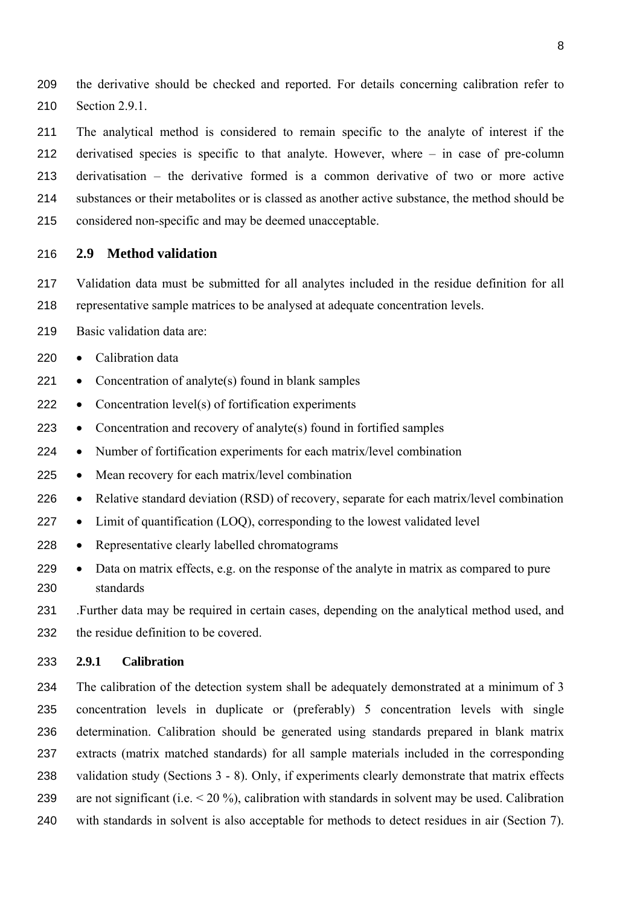the derivative should be checked and reported. For details concerning calibration refer to Section 2.9.1.

The analytical method is considered to remain specific to the analyte of interest if the derivatised species is specific to that analyte. However, where – in case of pre-column derivatisation – the derivative formed is a common derivative of two or more active substances or their metabolites or is classed as another active substance, the method should be considered non-specific and may be deemed unacceptable.

## 2.9 Method validation

Validation data must be submitted for all analytes included in the residue definition for all representative sample matrices to be analysed at adequate concentration levels.

Basic validation data are:

- Calibration data
- Concentration of analyte(s) found in blank samples
- Concentration level(s) of fortification experiments
- Concentration and recovery of analyte(s) found in fortified samples
- Number of fortification experiments for each matrix/level combination
- Mean recovery for each matrix/level combination
- Relative standard deviation (RSD) of recovery, separate for each matrix/level combination
- Limit of quantification (LOQ), corresponding to the lowest validated level
- Representative clearly labelled chromatograms
- Data on matrix effects, e.g. on the response of the analyte in matrix as compared to pure standards

.Further data may be required in certain cases, depending on the analytical method used, and the residue definition to be covered.

### 2.9.1 Calibration

The calibration of the detection system shall be adequately demonstrated at a minimum of 3 concentration levels in duplicate or (preferably) 5 concentration levels with single determination. Calibration should be generated using standards prepared in blank matrix extracts (matrix matched standards) for all sample materials included in the corresponding validation study (Sections 3 - 8). Only, if experiments clearly demonstrate that matrix effects are not significant (i.e. < 20 %), calibration with standards in solvent may be used. Calibration with standards in solvent is also acceptable for methods to detect residues in air (Section 7).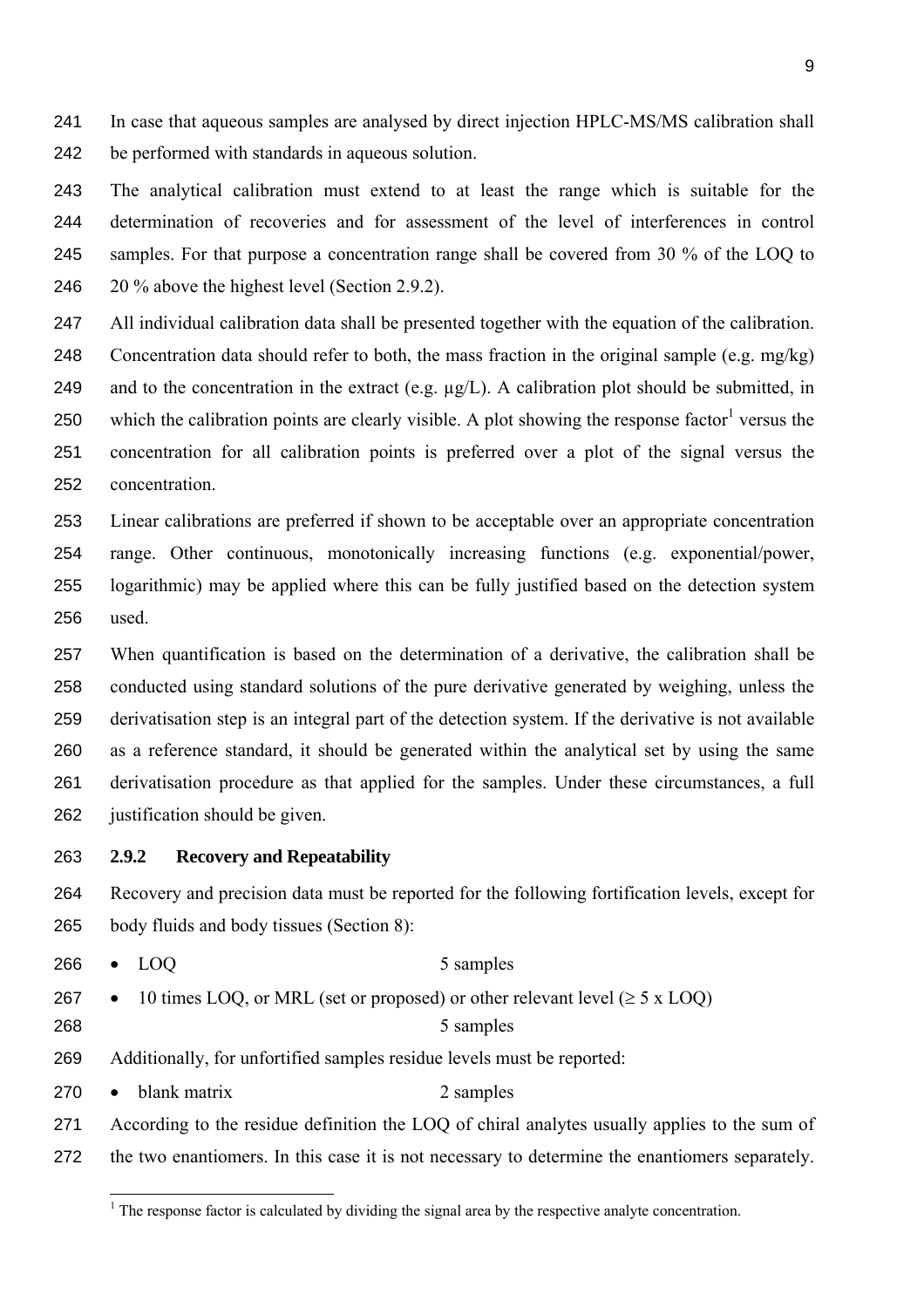In case that aqueous samples are analysed by direct injection HPLC-MS/MS calibration shall be performed with standards in aqueous solution.

The analytical calibration must extend to at least the range which is suitable for the determination of recoveries and for assessment of the level of interferences in control samples. For that purpose a concentration range shall be covered from 30 % of the LOQ to 20 % above the highest level (Section 2.9.2).

All individual calibration data shall be presented together with the equation of the calibration. Concentration data should refer to both, the mass fraction in the original sample (e.g. mg/kg) and to the concentration in the extract (e.g. µg/L). A calibration plot should be submitted, in which the calibration points are clearly visible. A plot showing the response factor[1] versus the concentration for all calibration points is preferred over a plot of the signal versus the concentration.

Linear calibrations are preferred if shown to be acceptable over an appropriate concentration range. Other continuous, monotonically increasing functions (e.g. exponential/power, logarithmic) may be applied where this can be fully justified based on the detection system used.

When quantification is based on the determination of a derivative, the calibration shall be conducted using standard solutions of the pure derivative generated by weighing, unless the derivatisation step is an integral part of the detection system. If the derivative is not available as a reference standard, it should be generated within the analytical set by using the same derivatisation procedure as that applied for the samples. Under these circumstances, a full justification should be given.

### 2.9.2 Recovery and Repeatability

Recovery and precision data must be reported for the following fortification levels, except for body fluids and body tissues (Section 8):

- LOQ 5 samples
- 10 times LOQ, or MRL (set or proposed) or other relevant level (≥ 5 x LOQ) 5 samples

Additionally, for unfortified samples residue levels must be reported:

- blank matrix 2 samples

According to the residue definition the LOQ of chiral analytes usually applies to the sum of the two enantiomers. In this case it is not necessary to determine the enantiomers separately.

[1] The response factor is calculated by dividing the signal area by the respective analyte concentration.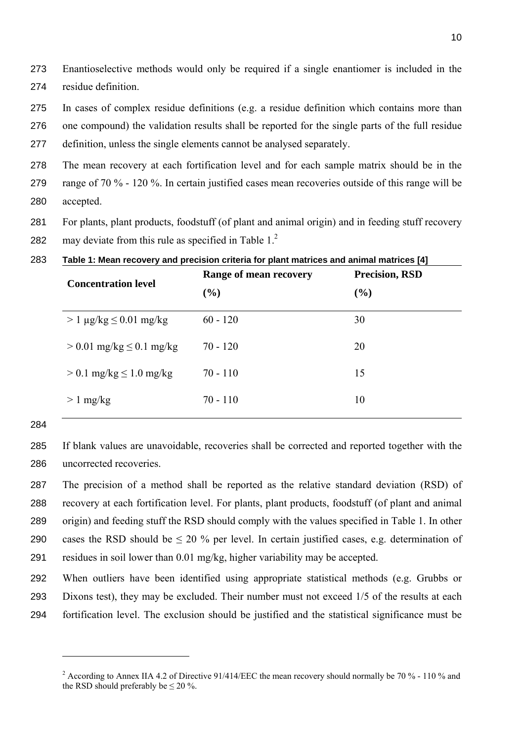Enantioselective methods would only be required if a single enantiomer is included in the residue definition.

In cases of complex residue definitions (e.g. a residue definition which contains more than one compound) the validation results shall be reported for the single parts of the full residue definition, unless the single elements cannot be analysed separately.

The mean recovery at each fortification level and for each sample matrix should be in the range of 70 % - 120 %. In certain justified cases mean recoveries outside of this range will be accepted.

For plants, plant products, foodstuff (of plant and animal origin) and in feeding stuff recovery may deviate from this rule as specified in Table 1.[2]

**Table 1: Mean recovery and precision criteria for plant matrices and animal matrices [4]**

| Concentration level | Range of mean recovery (%) | Precision, RSD (%) |
|---|---|---|
| > 1 µg/kg ≤ 0.01 mg/kg | 60 - 120 | 30 |
| > 0.01 mg/kg ≤ 0.1 mg/kg | 70 - 120 | 20 |
| > 0.1 mg/kg ≤ 1.0 mg/kg | 70 - 110 | 15 |
| > 1 mg/kg | 70 - 110 | 10 |

If blank values are unavoidable, recoveries shall be corrected and reported together with the uncorrected recoveries.

The precision of a method shall be reported as the relative standard deviation (RSD) of recovery at each fortification level. For plants, plant products, foodstuff (of plant and animal origin) and feeding stuff the RSD should comply with the values specified in Table 1. In other cases the RSD should be ≤ 20 % per level. In certain justified cases, e.g. determination of residues in soil lower than 0.01 mg/kg, higher variability may be accepted.

When outliers have been identified using appropriate statistical methods (e.g. Grubbs or Dixons test), they may be excluded. Their number must not exceed 1/5 of the results at each fortification level. The exclusion should be justified and the statistical significance must be

---

[2] According to Annex IIA 4.2 of Directive 91/414/EEC the mean recovery should normally be 70 % - 110 % and the RSD should preferably be ≤ 20 %.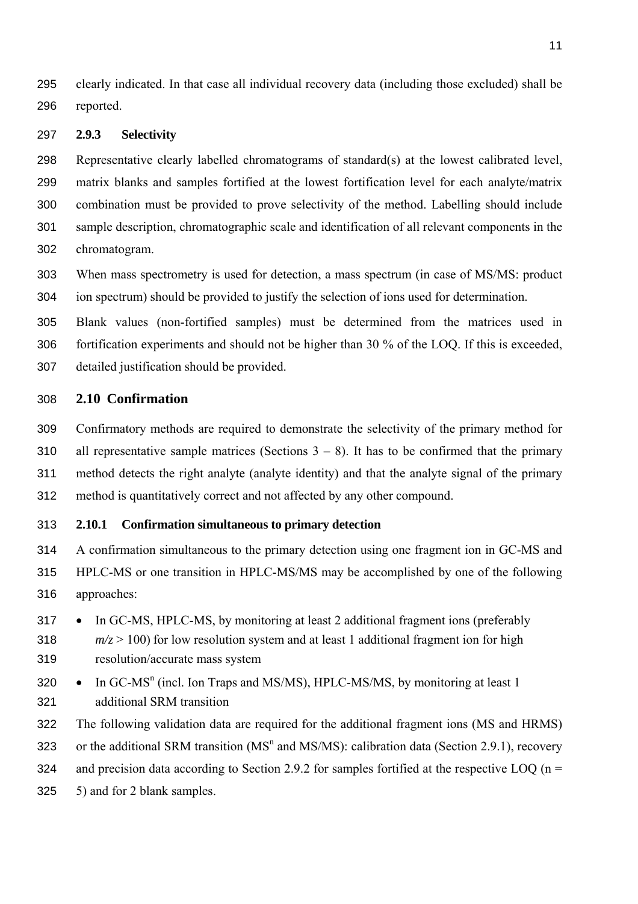clearly indicated. In that case all individual recovery data (including those excluded) shall be reported.

### 2.9.3 Selectivity

Representative clearly labelled chromatograms of standard(s) at the lowest calibrated level, matrix blanks and samples fortified at the lowest fortification level for each analyte/matrix combination must be provided to prove selectivity of the method. Labelling should include sample description, chromatographic scale and identification of all relevant components in the chromatogram.

When mass spectrometry is used for detection, a mass spectrum (in case of MS/MS: product ion spectrum) should be provided to justify the selection of ions used for determination.

Blank values (non-fortified samples) must be determined from the matrices used in fortification experiments and should not be higher than 30 % of the LOQ. If this is exceeded, detailed justification should be provided.

## 2.10 Confirmation

Confirmatory methods are required to demonstrate the selectivity of the primary method for all representative sample matrices (Sections 3 – 8). It has to be confirmed that the primary method detects the right analyte (analyte identity) and that the analyte signal of the primary method is quantitatively correct and not affected by any other compound.

### 2.10.1 Confirmation simultaneous to primary detection

A confirmation simultaneous to the primary detection using one fragment ion in GC-MS and HPLC-MS or one transition in HPLC-MS/MS may be accomplished by one of the following approaches:

- In GC-MS, HPLC-MS, by monitoring at least 2 additional fragment ions (preferably $m/z > 100$) for low resolution system and at least 1 additional fragment ion for high resolution/accurate mass system
- In GC-$MS^n$ (incl. Ion Traps and MS/MS), HPLC-MS/MS, by monitoring at least 1 additional SRM transition

The following validation data are required for the additional fragment ions (MS and HRMS) or the additional SRM transition ($MS^n$ and MS/MS): calibration data (Section 2.9.1), recovery and precision data according to Section 2.9.2 for samples fortified at the respective LOQ ($n = 5$) and for 2 blank samples.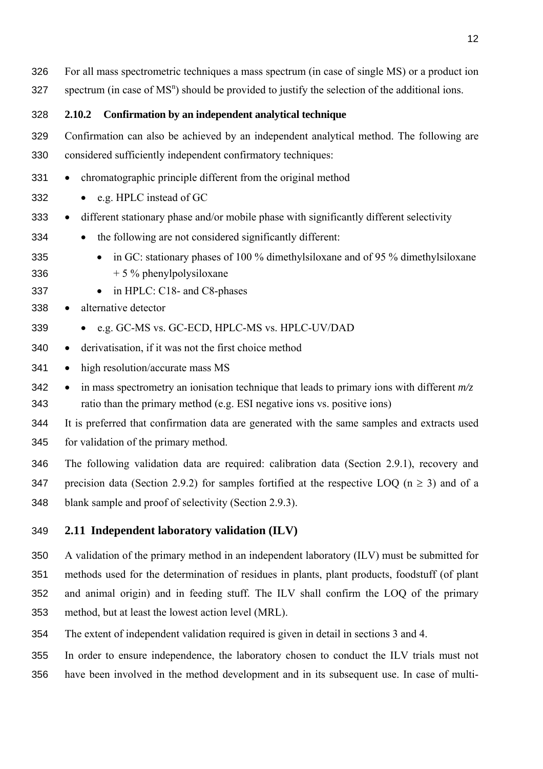For all mass spectrometric techniques a mass spectrum (in case of single MS) or a product ion spectrum (in case of $MS^n$) should be provided to justify the selection of the additional ions.

### 2.10.2 Confirmation by an independent analytical technique

Confirmation can also be achieved by an independent analytical method. The following are considered sufficiently independent confirmatory techniques:

- chromatographic principle different from the original method
  - e.g. HPLC instead of GC
- different stationary phase and/or mobile phase with significantly different selectivity
  - the following are not considered significantly different:
    - in GC: stationary phases of 100 % dimethylsiloxane and of 95 % dimethylsiloxane + 5 % phenylpolysiloxane
    - in HPLC: C18- and C8-phases
- alternative detector
  - e.g. GC-MS vs. GC-ECD, HPLC-MS vs. HPLC-UV/DAD
- derivatisation, if it was not the first choice method
- high resolution/accurate mass MS
- in mass spectrometry an ionisation technique that leads to primary ions with different *m/z* ratio than the primary method (e.g. ESI negative ions vs. positive ions)

It is preferred that confirmation data are generated with the same samples and extracts used for validation of the primary method.

The following validation data are required: calibration data (Section 2.9.1), recovery and precision data (Section 2.9.2) for samples fortified at the respective LOQ ($n \geq 3$) and of a blank sample and proof of selectivity (Section 2.9.3).

## 2.11 Independent laboratory validation (ILV)

A validation of the primary method in an independent laboratory (ILV) must be submitted for methods used for the determination of residues in plants, plant products, foodstuff (of plant and animal origin) and in feeding stuff. The ILV shall confirm the LOQ of the primary method, but at least the lowest action level (MRL).

The extent of independent validation required is given in detail in sections 3 and 4.

In order to ensure independence, the laboratory chosen to conduct the ILV trials must not have been involved in the method development and in its subsequent use. In case of multi-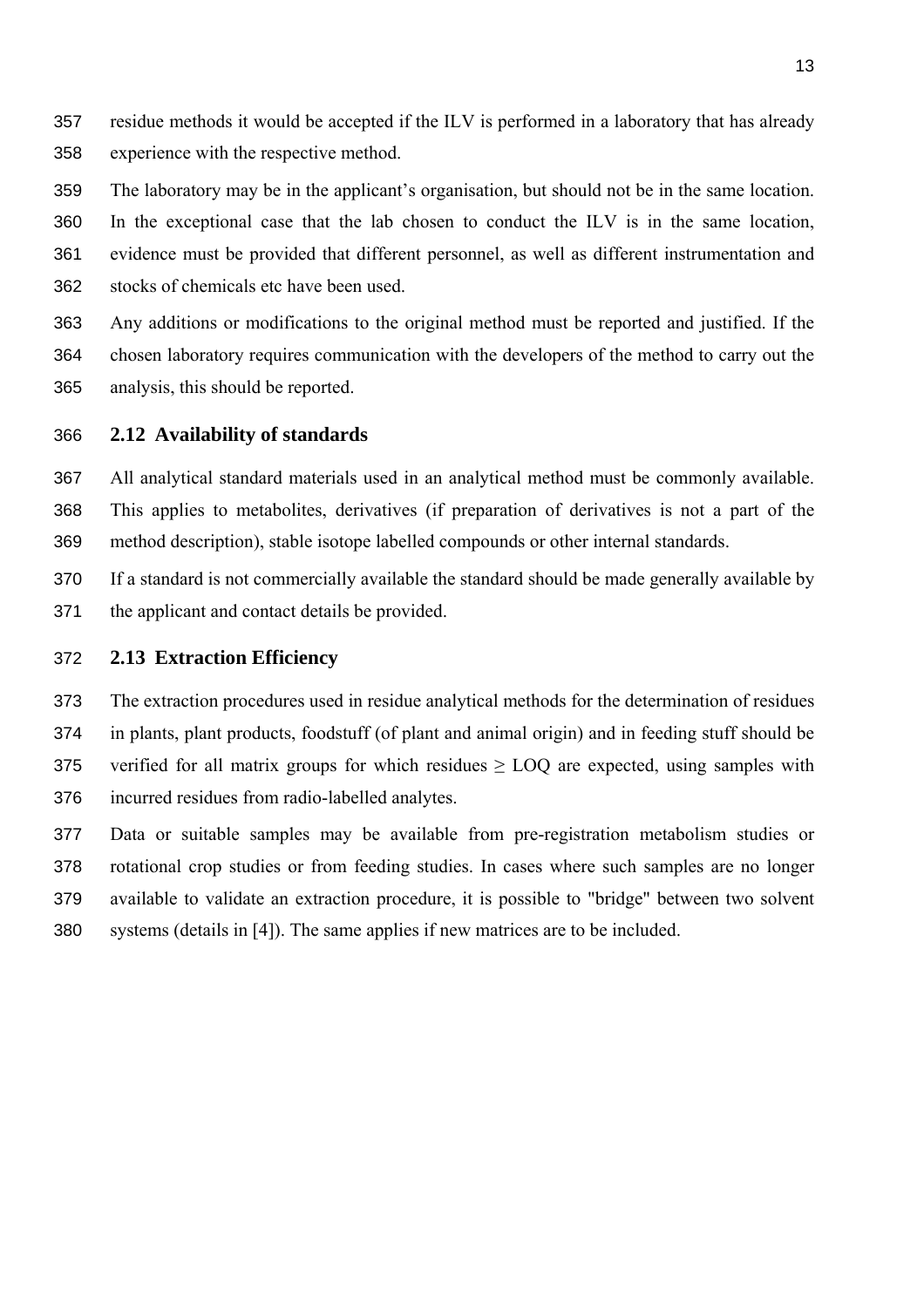residue methods it would be accepted if the ILV is performed in a laboratory that has already experience with the respective method.

The laboratory may be in the applicant's organisation, but should not be in the same location. In the exceptional case that the lab chosen to conduct the ILV is in the same location, evidence must be provided that different personnel, as well as different instrumentation and stocks of chemicals etc have been used.

Any additions or modifications to the original method must be reported and justified. If the chosen laboratory requires communication with the developers of the method to carry out the analysis, this should be reported.

## 2.12 Availability of standards

All analytical standard materials used in an analytical method must be commonly available. This applies to metabolites, derivatives (if preparation of derivatives is not a part of the method description), stable isotope labelled compounds or other internal standards.

If a standard is not commercially available the standard should be made generally available by the applicant and contact details be provided.

## 2.13 Extraction Efficiency

The extraction procedures used in residue analytical methods for the determination of residues in plants, plant products, foodstuff (of plant and animal origin) and in feeding stuff should be verified for all matrix groups for which residues $\geq$ LOQ are expected, using samples with incurred residues from radio-labelled analytes.

Data or suitable samples may be available from pre-registration metabolism studies or rotational crop studies or from feeding studies. In cases where such samples are no longer available to validate an extraction procedure, it is possible to "bridge" between two solvent systems (details in [4]). The same applies if new matrices are to be included.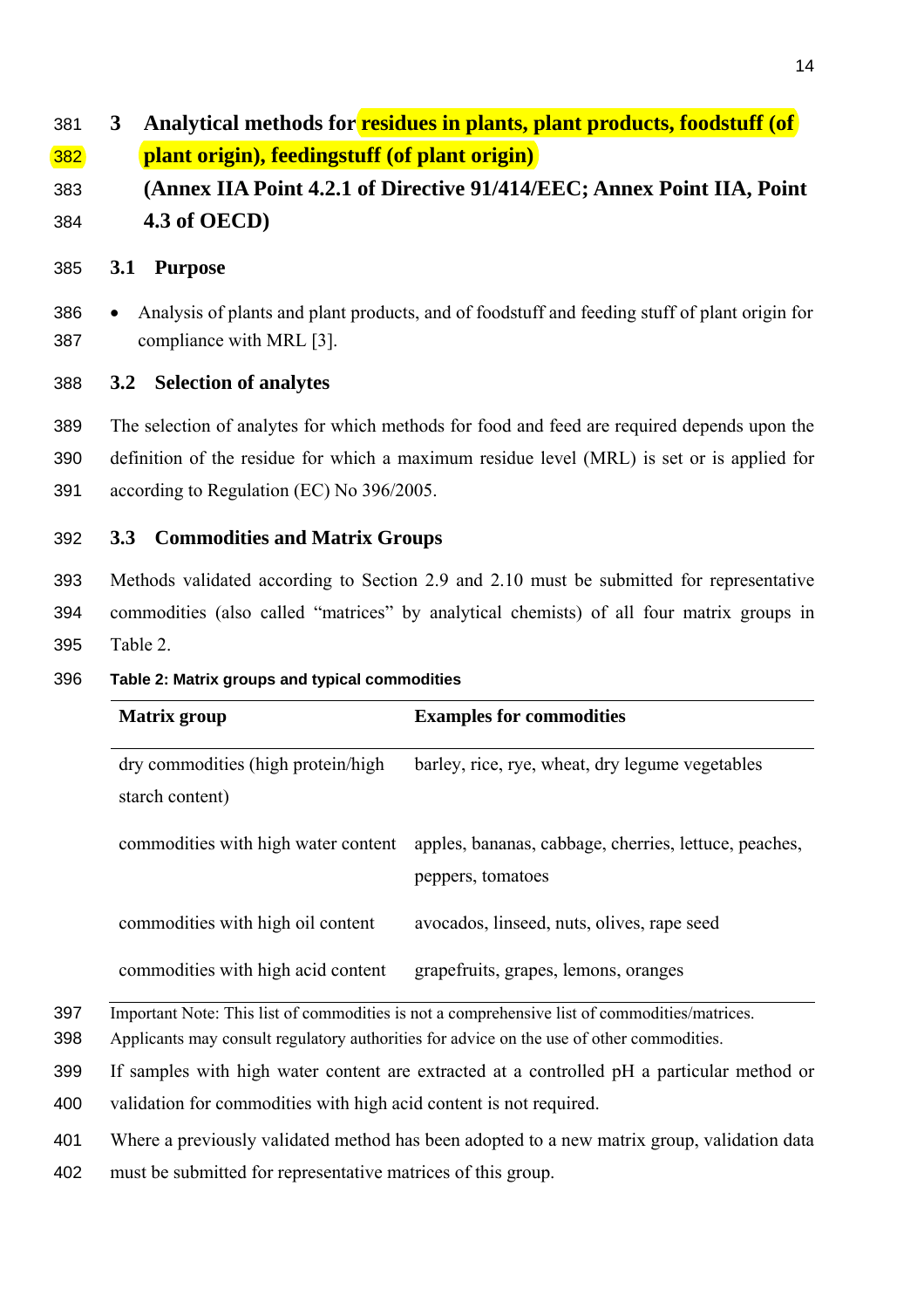## 3 Analytical methods for residues in plants, plant products, foodstuff (of plant origin), feedingstuff (of plant origin) (Annex IIA Point 4.2.1 of Directive 91/414/EEC; Annex Point IIA, Point 4.3 of OECD)

### 3.1 Purpose

- Analysis of plants and plant products, and of foodstuff and feeding stuff of plant origin for compliance with MRL [3].

### 3.2 Selection of analytes

The selection of analytes for which methods for food and feed are required depends upon the definition of the residue for which a maximum residue level (MRL) is set or is applied for according to Regulation (EC) No 396/2005.

### 3.3 Commodities and Matrix Groups

Methods validated according to Section 2.9 and 2.10 must be submitted for representative commodities (also called "matrices" by analytical chemists) of all four matrix groups in Table 2.

**Table 2: Matrix groups and typical commodities**

| Matrix group | Examples for commodities |
|---|---|
| dry commodities (high protein/high starch content) | barley, rice, rye, wheat, dry legume vegetables |
| commodities with high water content | apples, bananas, cabbage, cherries, lettuce, peaches, peppers, tomatoes |
| commodities with high oil content | avocados, linseed, nuts, olives, rape seed |
| commodities with high acid content | grapefruits, grapes, lemons, oranges |

Important Note: This list of commodities is not a comprehensive list of commodities/matrices. Applicants may consult regulatory authorities for advice on the use of other commodities.

If samples with high water content are extracted at a controlled pH a particular method or validation for commodities with high acid content is not required.

Where a previously validated method has been adopted to a new matrix group, validation data must be submitted for representative matrices of this group.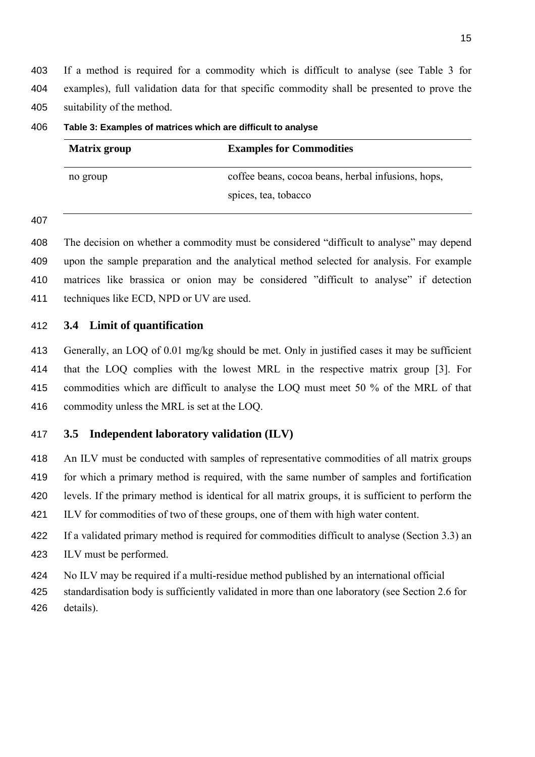If a method is required for a commodity which is difficult to analyse (see Table 3 for examples), full validation data for that specific commodity shall be presented to prove the suitability of the method.

**Table 3: Examples of matrices which are difficult to analyse**

| Matrix group | Examples for Commodities |
|---|---|
| no group | coffee beans, cocoa beans, herbal infusions, hops, spices, tea, tobacco |

The decision on whether a commodity must be considered "difficult to analyse" may depend upon the sample preparation and the analytical method selected for analysis. For example matrices like brassica or onion may be considered "difficult to analyse" if detection techniques like ECD, NPD or UV are used.

## 3.4 Limit of quantification

Generally, an LOQ of 0.01 mg/kg should be met. Only in justified cases it may be sufficient that the LOQ complies with the lowest MRL in the respective matrix group [3]. For commodities which are difficult to analyse the LOQ must meet 50 % of the MRL of that commodity unless the MRL is set at the LOQ.

## 3.5 Independent laboratory validation (ILV)

An ILV must be conducted with samples of representative commodities of all matrix groups for which a primary method is required, with the same number of samples and fortification levels. If the primary method is identical for all matrix groups, it is sufficient to perform the ILV for commodities of two of these groups, one of them with high water content.

If a validated primary method is required for commodities difficult to analyse (Section 3.3) an ILV must be performed.

No ILV may be required if a multi-residue method published by an international official standardisation body is sufficiently validated in more than one laboratory (see Section 2.6 for details).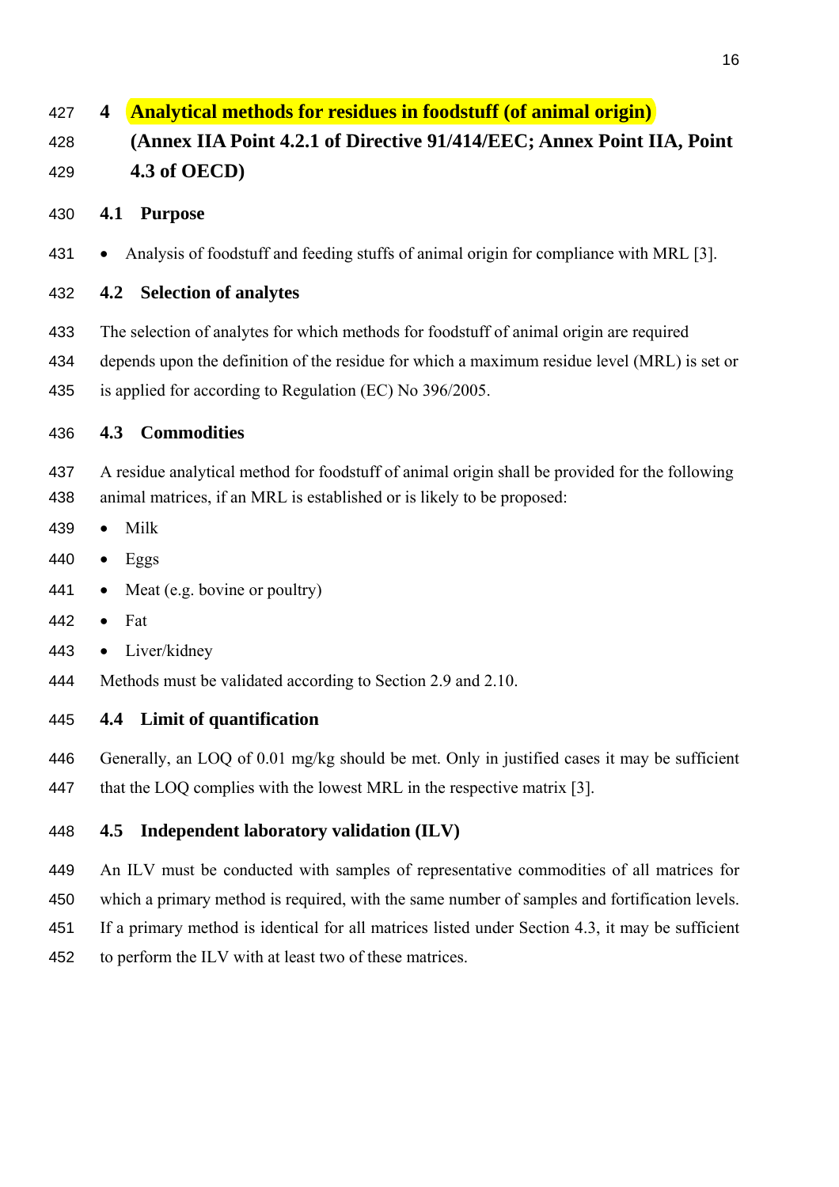# 4 Analytical methods for residues in foodstuff (of animal origin) (Annex IIA Point 4.2.1 of Directive 91/414/EEC; Annex Point IIA, Point 4.3 of OECD)

## 4.1 Purpose

- Analysis of foodstuff and feeding stuffs of animal origin for compliance with MRL [3].

## 4.2 Selection of analytes

The selection of analytes for which methods for foodstuff of animal origin are required depends upon the definition of the residue for which a maximum residue level (MRL) is set or is applied for according to Regulation (EC) No 396/2005.

## 4.3 Commodities

A residue analytical method for foodstuff of animal origin shall be provided for the following animal matrices, if an MRL is established or is likely to be proposed:

- Milk
- Eggs
- Meat (e.g. bovine or poultry)
- Fat
- Liver/kidney

Methods must be validated according to Section 2.9 and 2.10.

## 4.4 Limit of quantification

Generally, an LOQ of 0.01 mg/kg should be met. Only in justified cases it may be sufficient that the LOQ complies with the lowest MRL in the respective matrix [3].

## 4.5 Independent laboratory validation (ILV)

An ILV must be conducted with samples of representative commodities of all matrices for which a primary method is required, with the same number of samples and fortification levels. If a primary method is identical for all matrices listed under Section 4.3, it may be sufficient to perform the ILV with at least two of these matrices.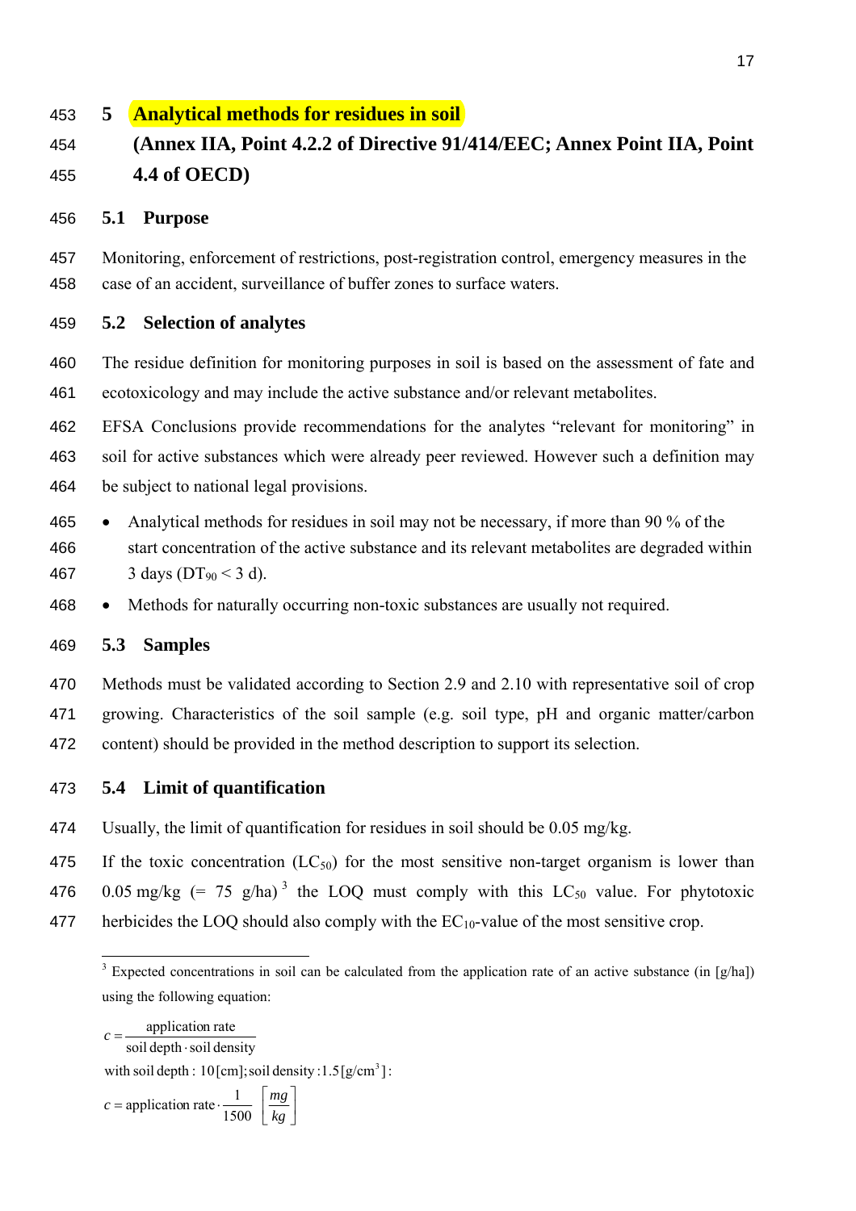# 5 Analytical methods for residues in soil

## (Annex IIA, Point 4.2.2 of Directive 91/414/EEC; Annex Point IIA, Point 4.4 of OECD)

### 5.1 Purpose

Monitoring, enforcement of restrictions, post-registration control, emergency measures in the case of an accident, surveillance of buffer zones to surface waters.

### 5.2 Selection of analytes

The residue definition for monitoring purposes in soil is based on the assessment of fate and ecotoxicology and may include the active substance and/or relevant metabolites.

EFSA Conclusions provide recommendations for the analytes "relevant for monitoring" in soil for active substances which were already peer reviewed. However such a definition may be subject to national legal provisions.

- Analytical methods for residues in soil may not be necessary, if more than 90 % of the start concentration of the active substance and its relevant metabolites are degraded within 3 days ($DT_{90}$ < 3 d).
- Methods for naturally occurring non-toxic substances are usually not required.

### 5.3 Samples

Methods must be validated according to Section 2.9 and 2.10 with representative soil of crop growing. Characteristics of the soil sample (e.g. soil type, pH and organic matter/carbon content) should be provided in the method description to support its selection.

### 5.4 Limit of quantification

Usually, the limit of quantification for residues in soil should be 0.05 mg/kg.

If the toxic concentration ($LC_{50}$) for the most sensitive non-target organism is lower than 0.05 mg/kg (= 75 g/ha)[3] the LOQ must comply with this $LC_{50}$ value. For phytotoxic herbicides the LOQ should also comply with the $EC_{10}$-value of the most sensitive crop.

---

[3] Expected concentrations in soil can be calculated from the application rate of an active substance (in [g/ha]) using the following equation:

$$c = \frac{\text{application rate}}{\text{soil depth} \cdot \text{soil density}}$$

with soil depth : 10 [cm]; soil density : 1.5 [g/cm³] :

$$c = \text{application rate} \cdot \frac{1}{1500} \left[ \frac{mg}{kg} \right]$$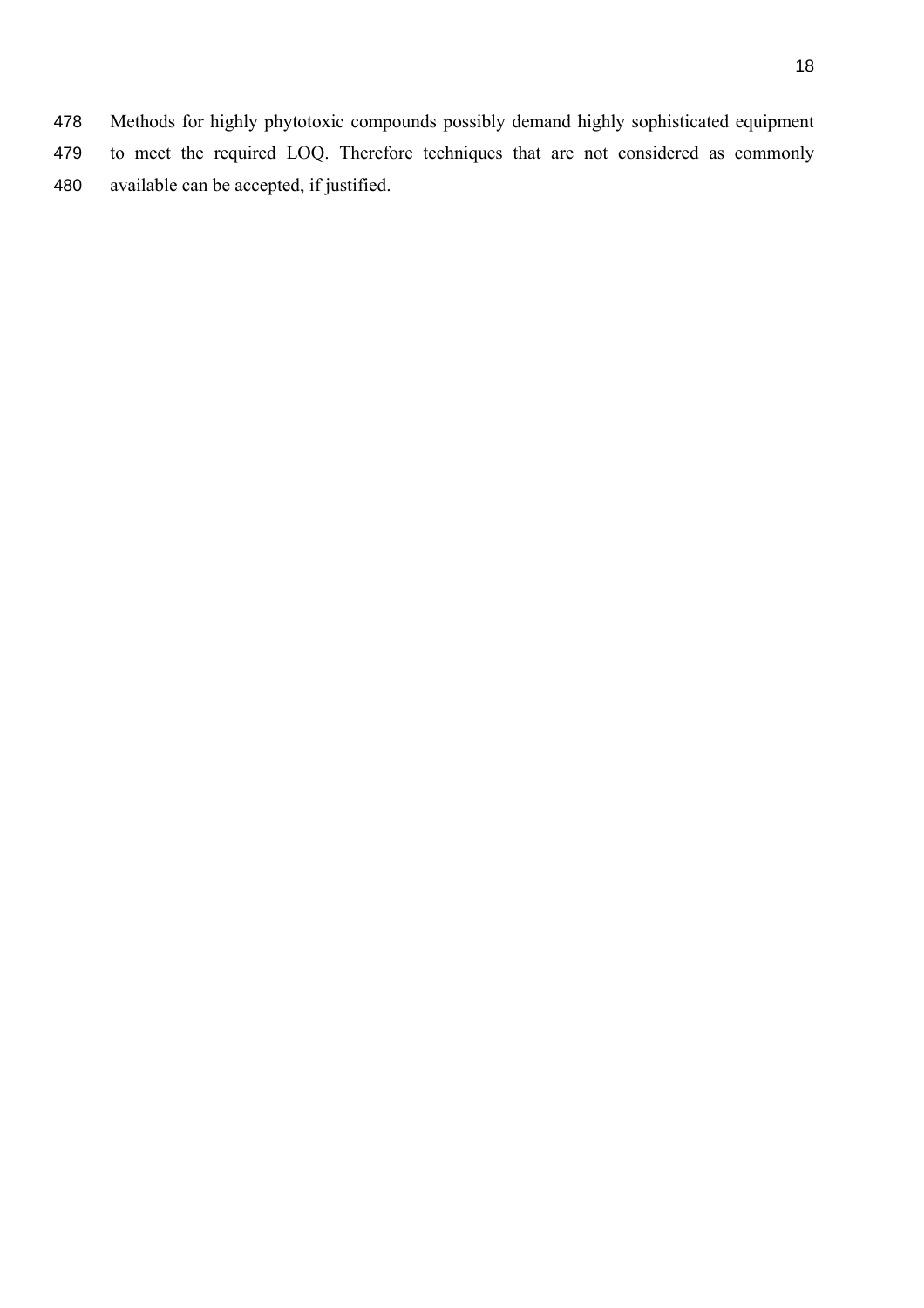Methods for highly phytotoxic compounds possibly demand highly sophisticated equipment to meet the required LOQ. Therefore techniques that are not considered as commonly available can be accepted, if justified.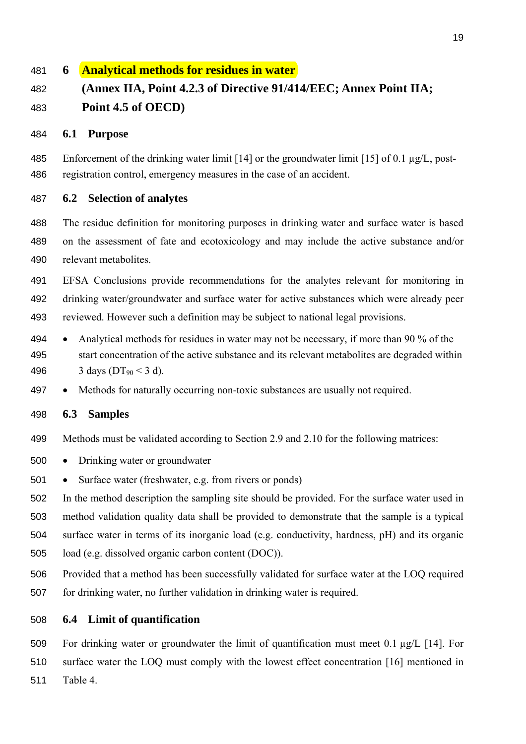# 6 Analytical methods for residues in water

# (Annex IIA, Point 4.2.3 of Directive 91/414/EEC; Annex Point IIA; Point 4.5 of OECD)

## 6.1 Purpose

Enforcement of the drinking water limit [14] or the groundwater limit [15] of 0.1 µg/L, post-registration control, emergency measures in the case of an accident.

## 6.2 Selection of analytes

The residue definition for monitoring purposes in drinking water and surface water is based on the assessment of fate and ecotoxicology and may include the active substance and/or relevant metabolites.

EFSA Conclusions provide recommendations for the analytes relevant for monitoring in drinking water/groundwater and surface water for active substances which were already peer reviewed. However such a definition may be subject to national legal provisions.

- Analytical methods for residues in water may not be necessary, if more than 90 % of the start concentration of the active substance and its relevant metabolites are degraded within 3 days ($DT_{90} < 3$ d).
- Methods for naturally occurring non-toxic substances are usually not required.

## 6.3 Samples

Methods must be validated according to Section 2.9 and 2.10 for the following matrices:

- Drinking water or groundwater
- Surface water (freshwater, e.g. from rivers or ponds)

In the method description the sampling site should be provided. For the surface water used in method validation quality data shall be provided to demonstrate that the sample is a typical surface water in terms of its inorganic load (e.g. conductivity, hardness, pH) and its organic load (e.g. dissolved organic carbon content (DOC)).

Provided that a method has been successfully validated for surface water at the LOQ required for drinking water, no further validation in drinking water is required.

## 6.4 Limit of quantification

For drinking water or groundwater the limit of quantification must meet 0.1 µg/L [14]. For surface water the LOQ must comply with the lowest effect concentration [16] mentioned in Table 4.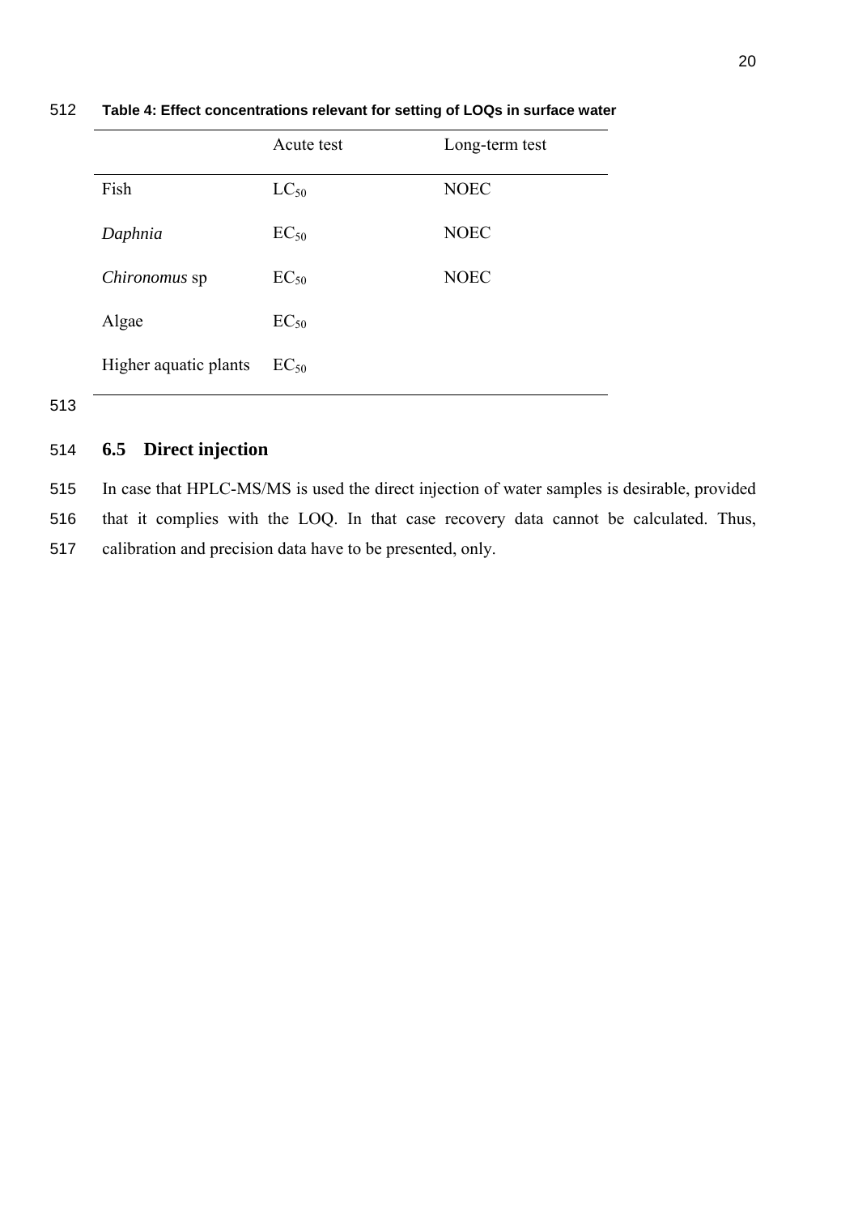**Table 4: Effect concentrations relevant for setting of LOQs in surface water**

| | Acute test | Long-term test |
|---|---|---|
| Fish | $LC_{50}$ | NOEC |
| *Daphnia* | $EC_{50}$ | NOEC |
| *Chironomus* sp | $EC_{50}$ | NOEC |
| Algae | $EC_{50}$ | |
| Higher aquatic plants | $EC_{50}$ | |

## 6.5 Direct injection

In case that HPLC-MS/MS is used the direct injection of water samples is desirable, provided that it complies with the LOQ. In that case recovery data cannot be calculated. Thus, calibration and precision data have to be presented, only.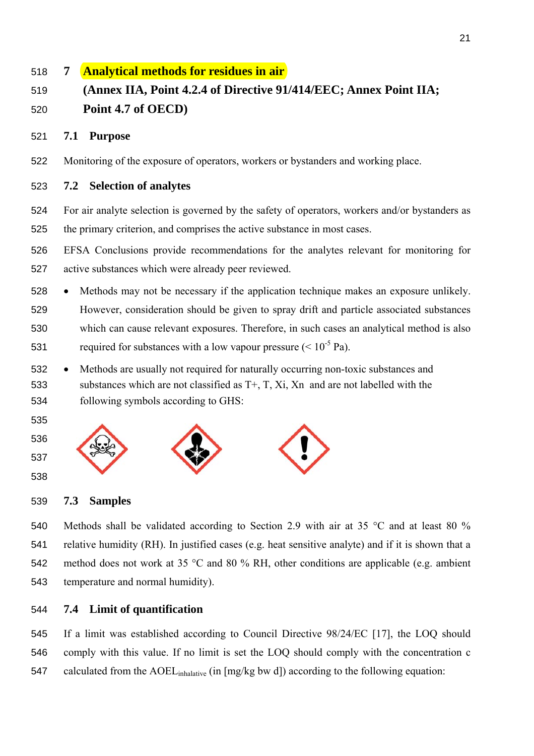# 7 Analytical methods for residues in air

**(Annex IIA, Point 4.2.4 of Directive 91/414/EEC; Annex Point IIA; Point 4.7 of OECD)**

## 7.1 Purpose

Monitoring of the exposure of operators, workers or bystanders and working place.

## 7.2 Selection of analytes

For air analyte selection is governed by the safety of operators, workers and/or bystanders as the primary criterion, and comprises the active substance in most cases.

EFSA Conclusions provide recommendations for the analytes relevant for monitoring for active substances which were already peer reviewed.

- Methods may not be necessary if the application technique makes an exposure unlikely. However, consideration should be given to spray drift and particle associated substances which can cause relevant exposures. Therefore, in such cases an analytical method is also required for substances with a low vapour pressure (< $10^{-5}$ Pa).
- Methods are usually not required for naturally occurring non-toxic substances and substances which are not classified as T+, T, Xi, Xn and are not labelled with the following symbols according to GHS:

## 7.3 Samples

Methods shall be validated according to Section 2.9 with air at 35 °C and at least 80 % relative humidity (RH). In justified cases (e.g. heat sensitive analyte) and if it is shown that a method does not work at 35 °C and 80 % RH, other conditions are applicable (e.g. ambient temperature and normal humidity).

## 7.4 Limit of quantification

If a limit was established according to Council Directive 98/24/EC [17], the LOQ should comply with this value. If no limit is set the LOQ should comply with the concentration c calculated from the $AOEL_{inhalative}$ (in [mg/kg bw d]) according to the following equation: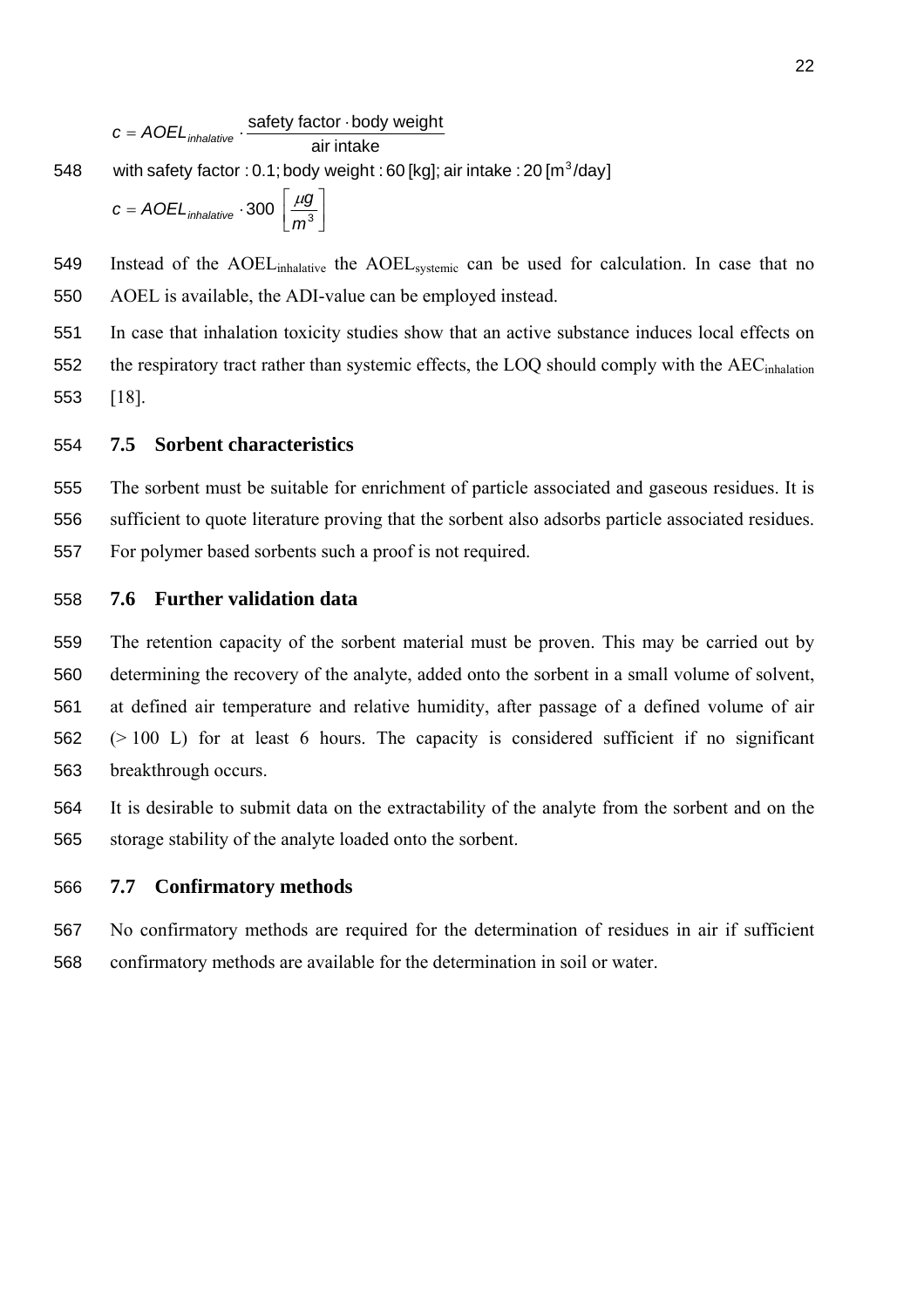$$c = AOEL_{inhalative} \cdot \frac{\text{safety factor} \cdot \text{body weight}}{\text{air intake}}$$

with safety factor : 0.1; body weight : 60 [kg]; air intake : 20 [m$^3$/day]

$$c = AOEL_{inhalative} \cdot 300 \ \left[\frac{\mu g}{m^3}\right]$$

Instead of the $AOEL_{inhalative}$ the $AOEL_{systemic}$ can be used for calculation. In case that no AOEL is available, the ADI-value can be employed instead.

In case that inhalation toxicity studies show that an active substance induces local effects on the respiratory tract rather than systemic effects, the LOQ should comply with the $AEC_{inhalation}$ [18].

### 7.5 Sorbent characteristics

The sorbent must be suitable for enrichment of particle associated and gaseous residues. It is sufficient to quote literature proving that the sorbent also adsorbs particle associated residues. For polymer based sorbents such a proof is not required.

### 7.6 Further validation data

The retention capacity of the sorbent material must be proven. This may be carried out by determining the recovery of the analyte, added onto the sorbent in a small volume of solvent, at defined air temperature and relative humidity, after passage of a defined volume of air (> 100 L) for at least 6 hours. The capacity is considered sufficient if no significant breakthrough occurs.

It is desirable to submit data on the extractability of the analyte from the sorbent and on the storage stability of the analyte loaded onto the sorbent.

### 7.7 Confirmatory methods

No confirmatory methods are required for the determination of residues in air if sufficient confirmatory methods are available for the determination in soil or water.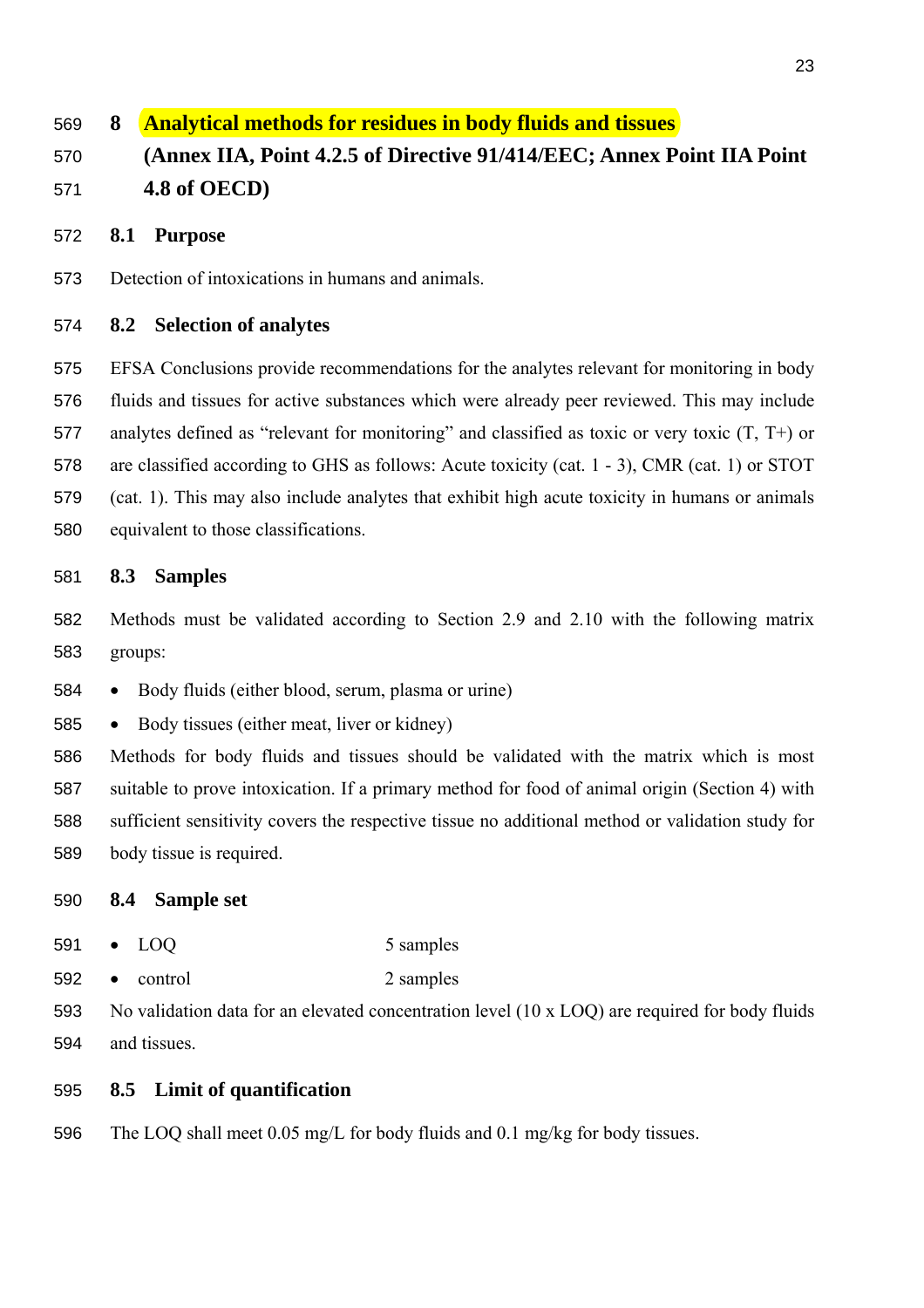# 8 Analytical methods for residues in body fluids and tissues (Annex IIA, Point 4.2.5 of Directive 91/414/EEC; Annex Point IIA Point 4.8 of OECD)

## 8.1 Purpose

Detection of intoxications in humans and animals.

## 8.2 Selection of analytes

EFSA Conclusions provide recommendations for the analytes relevant for monitoring in body fluids and tissues for active substances which were already peer reviewed. This may include analytes defined as "relevant for monitoring" and classified as toxic or very toxic (T, T+) or are classified according to GHS as follows: Acute toxicity (cat. 1 - 3), CMR (cat. 1) or STOT (cat. 1). This may also include analytes that exhibit high acute toxicity in humans or animals equivalent to those classifications.

## 8.3 Samples

Methods must be validated according to Section 2.9 and 2.10 with the following matrix groups:

- Body fluids (either blood, serum, plasma or urine)
- Body tissues (either meat, liver or kidney)

Methods for body fluids and tissues should be validated with the matrix which is most suitable to prove intoxication. If a primary method for food of animal origin (Section 4) with sufficient sensitivity covers the respective tissue no additional method or validation study for body tissue is required.

## 8.4 Sample set

- LOQ 5 samples
- control 2 samples

No validation data for an elevated concentration level (10 x LOQ) are required for body fluids and tissues.

## 8.5 Limit of quantification

The LOQ shall meet 0.05 mg/L for body fluids and 0.1 mg/kg for body tissues.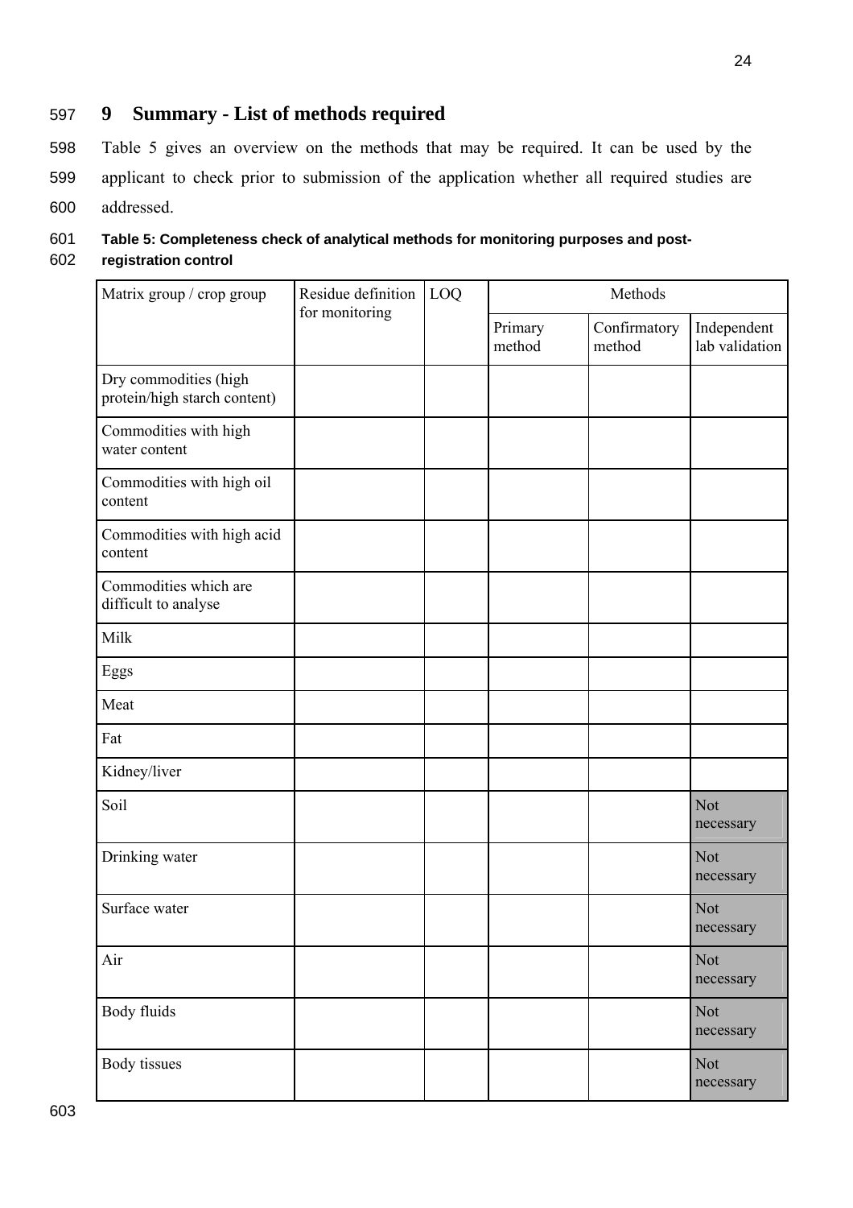# 9 Summary - List of methods required

Table 5 gives an overview on the methods that may be required. It can be used by the applicant to check prior to submission of the application whether all required studies are addressed.

**Table 5: Completeness check of analytical methods for monitoring purposes and post-registration control**

| Matrix group / crop group | Residue definition for monitoring | LOQ | Methods | | |
|---|---|---|---|---|---|
| | | | Primary method | Confirmatory method | Independent lab validation |
| Dry commodities (high protein/high starch content) | | | | | |
| Commodities with high water content | | | | | |
| Commodities with high oil content | | | | | |
| Commodities with high acid content | | | | | |
| Commodities which are difficult to analyse | | | | | |
| Milk | | | | | |
| Eggs | | | | | |
| Meat | | | | | |
| Fat | | | | | |
| Kidney/liver | | | | | |
| Soil | | | | | Not necessary |
| Drinking water | | | | | Not necessary |
| Surface water | | | | | Not necessary |
| Air | | | | | Not necessary |
| Body fluids | | | | | Not necessary |
| Body tissues | | | | | Not necessary |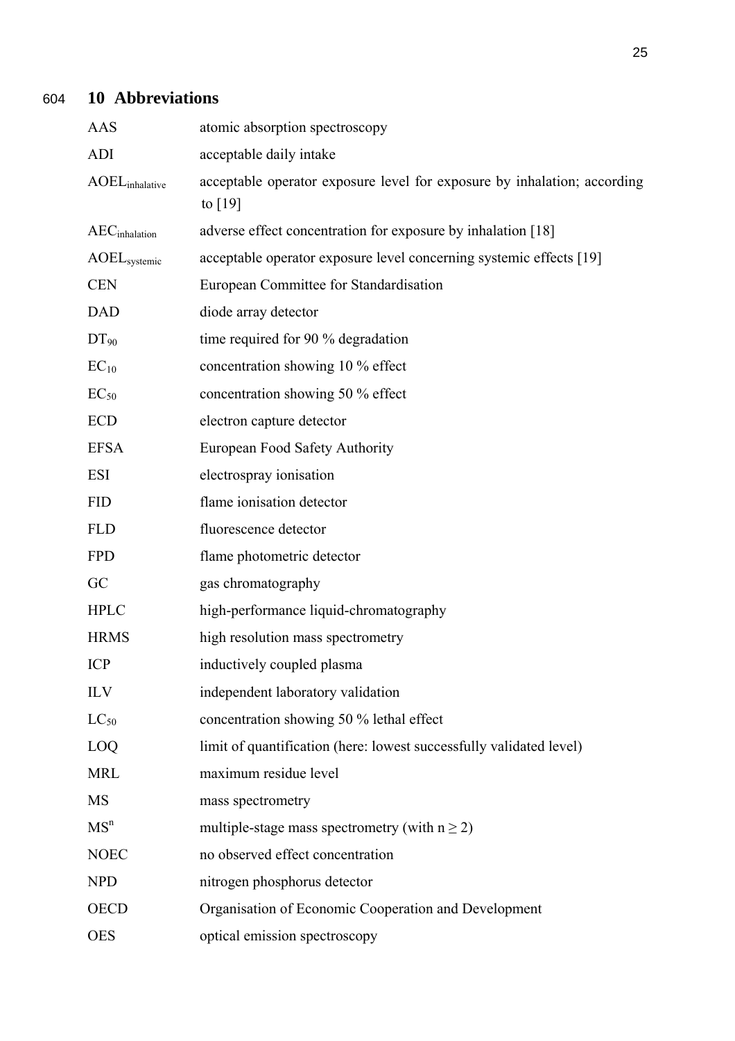## 10 Abbreviations

| | |
|---|---|
| AAS | atomic absorption spectroscopy |
| ADI | acceptable daily intake |
| $AOEL_{inhalative}$ | acceptable operator exposure level for exposure by inhalation; according to [19] |
| $AEC_{inhalation}$ | adverse effect concentration for exposure by inhalation [18] |
| $AOEL_{systemic}$ | acceptable operator exposure level concerning systemic effects [19] |
| CEN | European Committee for Standardisation |
| DAD | diode array detector |
| $DT_{90}$ | time required for 90 % degradation |
| $EC_{10}$ | concentration showing 10 % effect |
| $EC_{50}$ | concentration showing 50 % effect |
| ECD | electron capture detector |
| EFSA | European Food Safety Authority |
| ESI | electrospray ionisation |
| FID | flame ionisation detector |
| FLD | fluorescence detector |
| FPD | flame photometric detector |
| GC | gas chromatography |
| HPLC | high-performance liquid-chromatography |
| HRMS | high resolution mass spectrometry |
| ICP | inductively coupled plasma |
| ILV | independent laboratory validation |
| $LC_{50}$ | concentration showing 50 % lethal effect |
| LOQ | limit of quantification (here: lowest successfully validated level) |
| MRL | maximum residue level |
| MS | mass spectrometry |
| $MS^n$ | multiple-stage mass spectrometry (with $n \geq 2$) |
| NOEC | no observed effect concentration |
| NPD | nitrogen phosphorus detector |
| OECD | Organisation of Economic Cooperation and Development |
| OES | optical emission spectroscopy |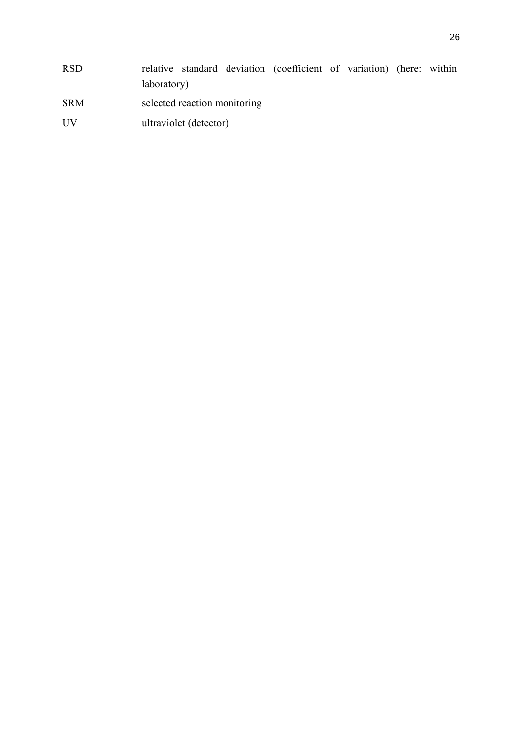| | |
|---|---|
| RSD | relative standard deviation (coefficient of variation) (here: within laboratory) |
| SRM | selected reaction monitoring |
| UV | ultraviolet (detector) |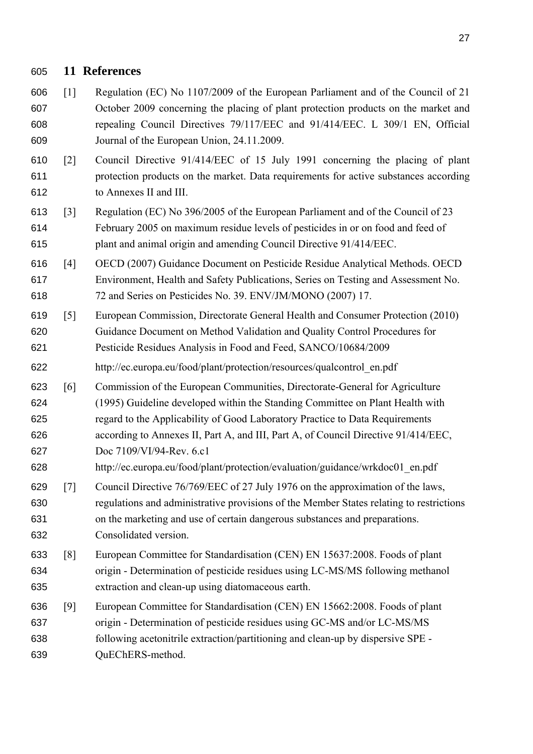## 11 References

[1] Regulation (EC) No 1107/2009 of the European Parliament and of the Council of 21 October 2009 concerning the placing of plant protection products on the market and repealing Council Directives 79/117/EEC and 91/414/EEC. L 309/1 EN, Official Journal of the European Union, 24.11.2009.

[2] Council Directive 91/414/EEC of 15 July 1991 concerning the placing of plant protection products on the market. Data requirements for active substances according to Annexes II and III.

[3] Regulation (EC) No 396/2005 of the European Parliament and of the Council of 23 February 2005 on maximum residue levels of pesticides in or on food and feed of plant and animal origin and amending Council Directive 91/414/EEC.

[4] OECD (2007) Guidance Document on Pesticide Residue Analytical Methods. OECD Environment, Health and Safety Publications, Series on Testing and Assessment No. 72 and Series on Pesticides No. 39. ENV/JM/MONO (2007) 17.

[5] European Commission, Directorate General Health and Consumer Protection (2010) Guidance Document on Method Validation and Quality Control Procedures for Pesticide Residues Analysis in Food and Feed, SANCO/10684/2009
http://ec.europa.eu/food/plant/protection/resources/qualcontrol_en.pdf

[6] Commission of the European Communities, Directorate-General for Agriculture (1995) Guideline developed within the Standing Committee on Plant Health with regard to the Applicability of Good Laboratory Practice to Data Requirements according to Annexes II, Part A, and III, Part A, of Council Directive 91/414/EEC, Doc 7109/VI/94-Rev. 6.c1
http://ec.europa.eu/food/plant/protection/evaluation/guidance/wrkdoc01_en.pdf

[7] Council Directive 76/769/EEC of 27 July 1976 on the approximation of the laws, regulations and administrative provisions of the Member States relating to restrictions on the marketing and use of certain dangerous substances and preparations. Consolidated version.

[8] European Committee for Standardisation (CEN) EN 15637:2008. Foods of plant origin - Determination of pesticide residues using LC-MS/MS following methanol extraction and clean-up using diatomaceous earth.

[9] European Committee for Standardisation (CEN) EN 15662:2008. Foods of plant origin - Determination of pesticide residues using GC-MS and/or LC-MS/MS following acetonitrile extraction/partitioning and clean-up by dispersive SPE - QuEChERS-method.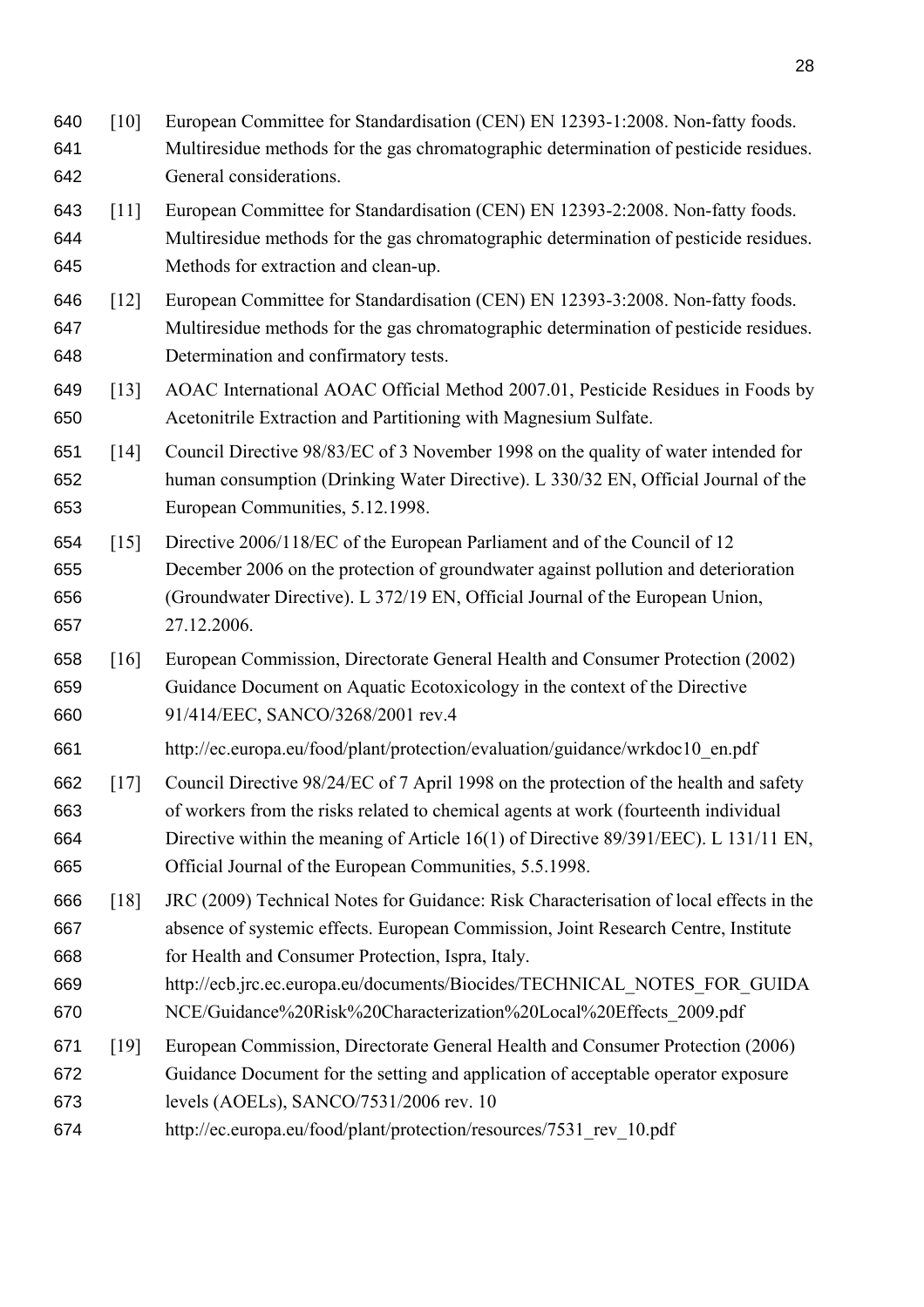[10] European Committee for Standardisation (CEN) EN 12393-1:2008. Non-fatty foods. Multiresidue methods for the gas chromatographic determination of pesticide residues. General considerations.

[11] European Committee for Standardisation (CEN) EN 12393-2:2008. Non-fatty foods. Multiresidue methods for the gas chromatographic determination of pesticide residues. Methods for extraction and clean-up.

[12] European Committee for Standardisation (CEN) EN 12393-3:2008. Non-fatty foods. Multiresidue methods for the gas chromatographic determination of pesticide residues. Determination and confirmatory tests.

[13] AOAC International AOAC Official Method 2007.01, Pesticide Residues in Foods by Acetonitrile Extraction and Partitioning with Magnesium Sulfate.

[14] Council Directive 98/83/EC of 3 November 1998 on the quality of water intended for human consumption (Drinking Water Directive). L 330/32 EN, Official Journal of the European Communities, 5.12.1998.

[15] Directive 2006/118/EC of the European Parliament and of the Council of 12 December 2006 on the protection of groundwater against pollution and deterioration (Groundwater Directive). L 372/19 EN, Official Journal of the European Union, 27.12.2006.

[16] European Commission, Directorate General Health and Consumer Protection (2002) Guidance Document on Aquatic Ecotoxicology in the context of the Directive 91/414/EEC, SANCO/3268/2001 rev.4

http://ec.europa.eu/food/plant/protection/evaluation/guidance/wrkdoc10_en.pdf

[17] Council Directive 98/24/EC of 7 April 1998 on the protection of the health and safety of workers from the risks related to chemical agents at work (fourteenth individual Directive within the meaning of Article 16(1) of Directive 89/391/EEC). L 131/11 EN, Official Journal of the European Communities, 5.5.1998.

[18] JRC (2009) Technical Notes for Guidance: Risk Characterisation of local effects in the absence of systemic effects. European Commission, Joint Research Centre, Institute for Health and Consumer Protection, Ispra, Italy.
http://ecb.jrc.ec.europa.eu/documents/Biocides/TECHNICAL_NOTES_FOR_GUIDANCE/Guidance%20Risk%20Characterization%20Local%20Effects_2009.pdf

[19] European Commission, Directorate General Health and Consumer Protection (2006) Guidance Document for the setting and application of acceptable operator exposure levels (AOELs), SANCO/7531/2006 rev. 10
http://ec.europa.eu/food/plant/protection/resources/7531_rev_10.pdf